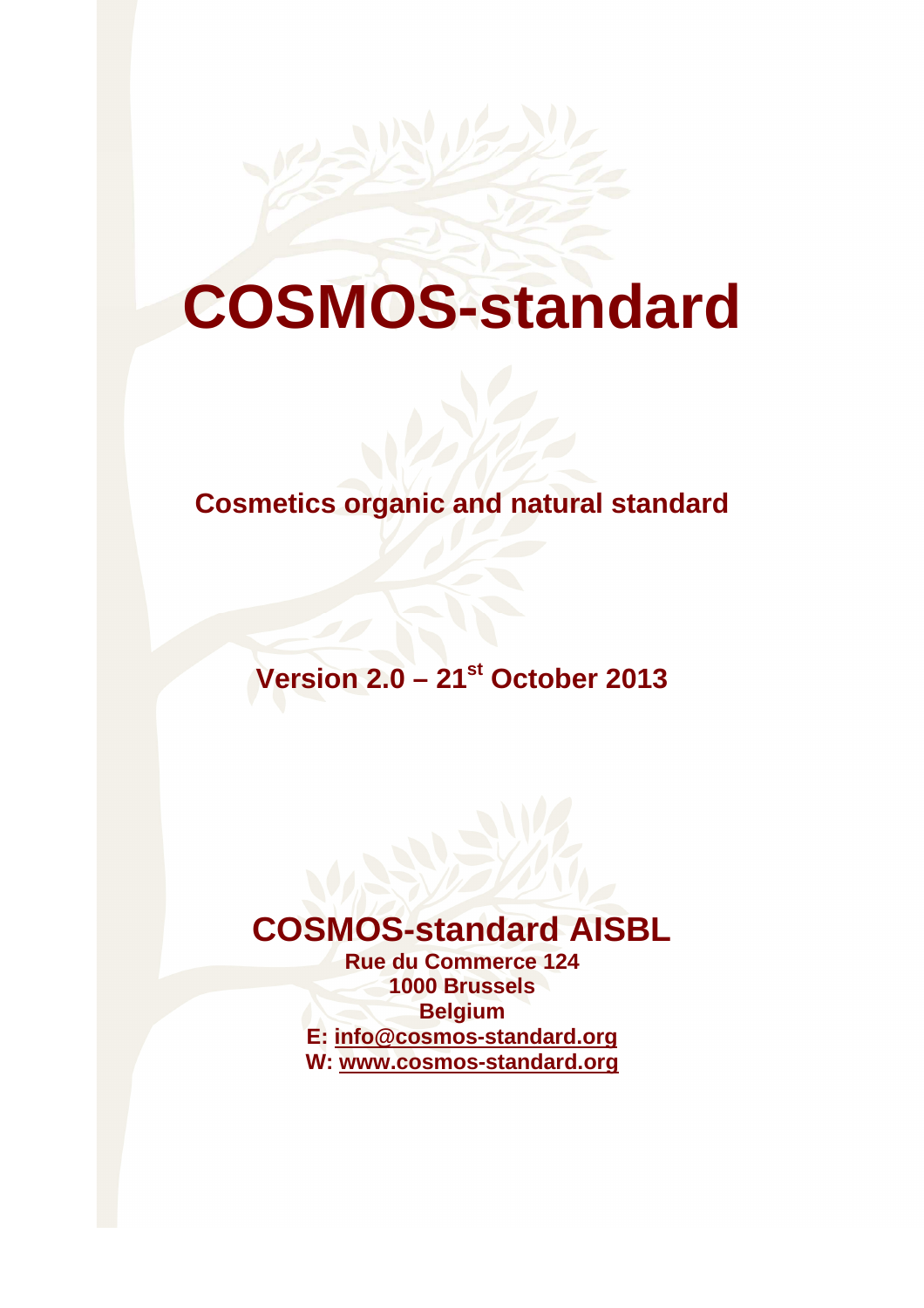# COSMOS-standard

## Cosmetics organic and natural standard

## Version 2.0 – 21st October 2013

## COSMOS-standard AISBL

**Rue du Commerce 124**
**1000 Brussels**
**Belgium**
**E: info@cosmos-standard.org**
**W: www.cosmos-standard.org**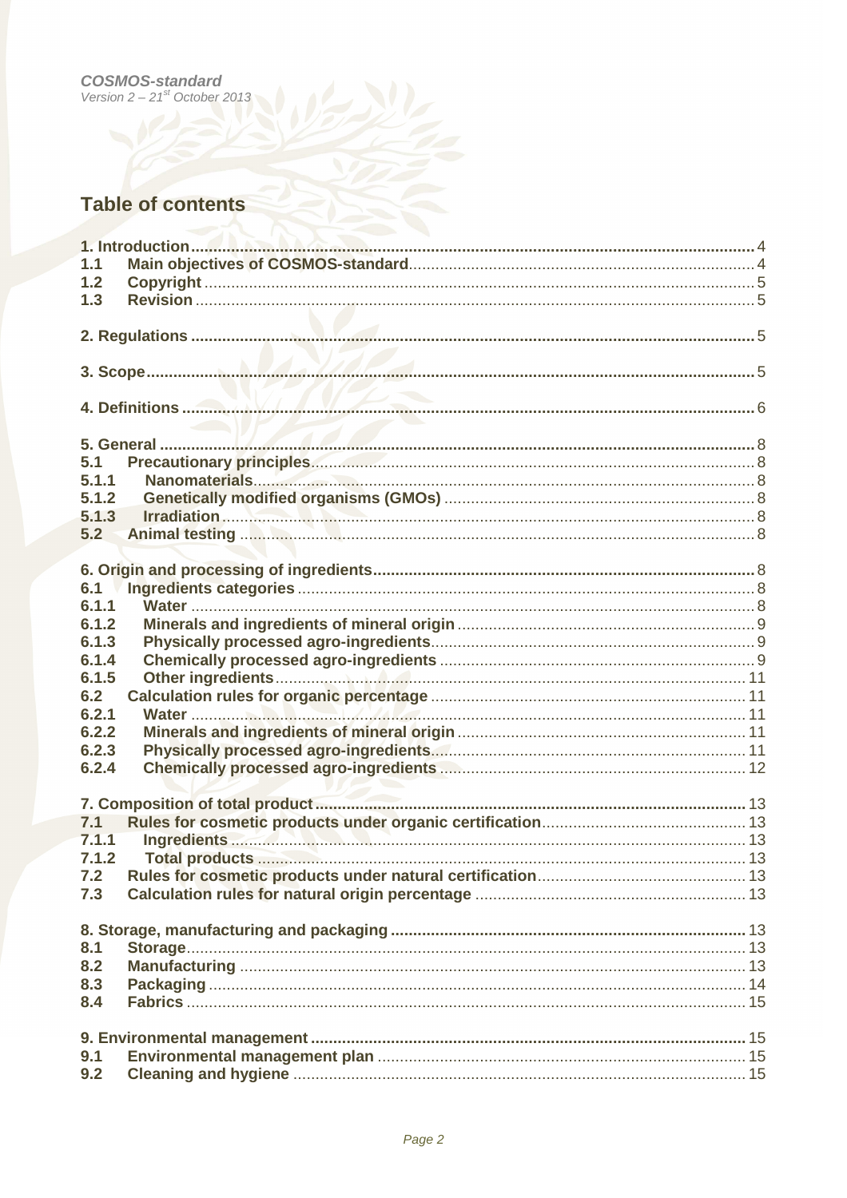## Table of contents

| | | |
|---|---|---|
| **1. Introduction** | | 4 |
| 1.1 | Main objectives of COSMOS-standard | 4 |
| 1.2 | Copyright | 5 |
| 1.3 | Revision | 5 |
| **2. Regulations** | | 5 |
| **3. Scope** | | 5 |
| **4. Definitions** | | 6 |
| **5. General** | | 8 |
| 5.1 | Precautionary principles | 8 |
| 5.1.1 | Nanomaterials | 8 |
| 5.1.2 | Genetically modified organisms (GMOs) | 8 |
| 5.1.3 | Irradiation | 8 |
| 5.2 | Animal testing | 8 |
| **6. Origin and processing of ingredients** | | 8 |
| 6.1 | Ingredients categories | 8 |
| 6.1.1 | Water | 8 |
| 6.1.2 | Minerals and ingredients of mineral origin | 9 |
| 6.1.3 | Physically processed agro-ingredients | 9 |
| 6.1.4 | Chemically processed agro-ingredients | 9 |
| 6.1.5 | Other ingredients | 11 |
| 6.2 | Calculation rules for organic percentage | 11 |
| 6.2.1 | Water | 11 |
| 6.2.2 | Minerals and ingredients of mineral origin | 11 |
| 6.2.3 | Physically processed agro-ingredients | 11 |
| 6.2.4 | Chemically processed agro-ingredients | 12 |
| **7. Composition of total product** | | 13 |
| 7.1 | Rules for cosmetic products under organic certification | 13 |
| 7.1.1 | Ingredients | 13 |
| 7.1.2 | Total products | 13 |
| 7.2 | Rules for cosmetic products under natural certification | 13 |
| 7.3 | Calculation rules for natural origin percentage | 13 |
| **8. Storage, manufacturing and packaging** | | 13 |
| 8.1 | Storage | 13 |
| 8.2 | Manufacturing | 13 |
| 8.3 | Packaging | 14 |
| 8.4 | Fabrics | 15 |
| **9. Environmental management** | | 15 |
| 9.1 | Environmental management plan | 15 |
| 9.2 | Cleaning and hygiene | 15 |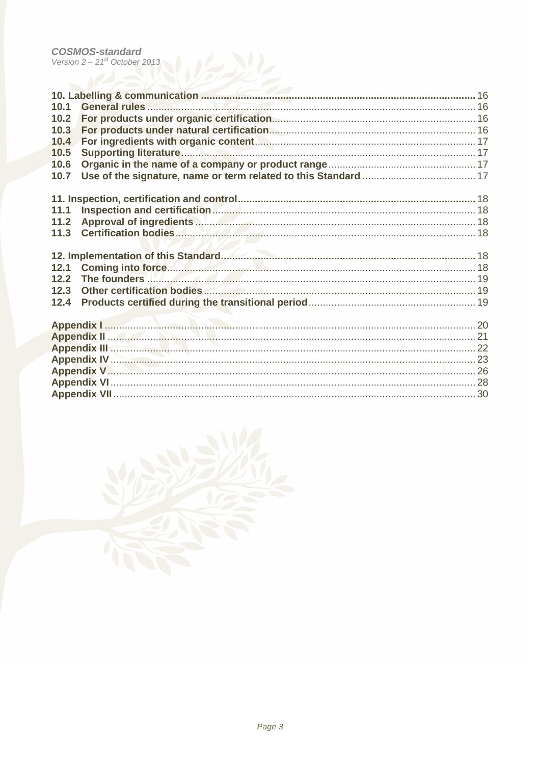**10. Labelling & communication** ........ 16

- **10.1 General rules** ........ 16
- **10.2 For products under organic certification** ........ 16
- **10.3 For products under natural certification** ........ 16
- **10.4 For ingredients with organic content** ........ 17
- **10.5 Supporting literature** ........ 17
- **10.6 Organic in the name of a company or product range** ........ 17
- **10.7 Use of the signature, name or term related to this Standard** ........ 17

**11. Inspection, certification and control** ........ 18

- **11.1 Inspection and certification** ........ 18
- **11.2 Approval of ingredients** ........ 18
- **11.3 Certification bodies** ........ 18

**12. Implementation of this Standard** ........ 18

- **12.1 Coming into force** ........ 18
- **12.2 The founders** ........ 19
- **12.3 Other certification bodies** ........ 19
- **12.4 Products certified during the transitional period** ........ 19

**Appendix I** ........ 20
**Appendix II** ........ 21
**Appendix III** ........ 22
**Appendix IV** ........ 23
**Appendix V** ........ 26
**Appendix VI** ........ 28
**Appendix VII** ........ 30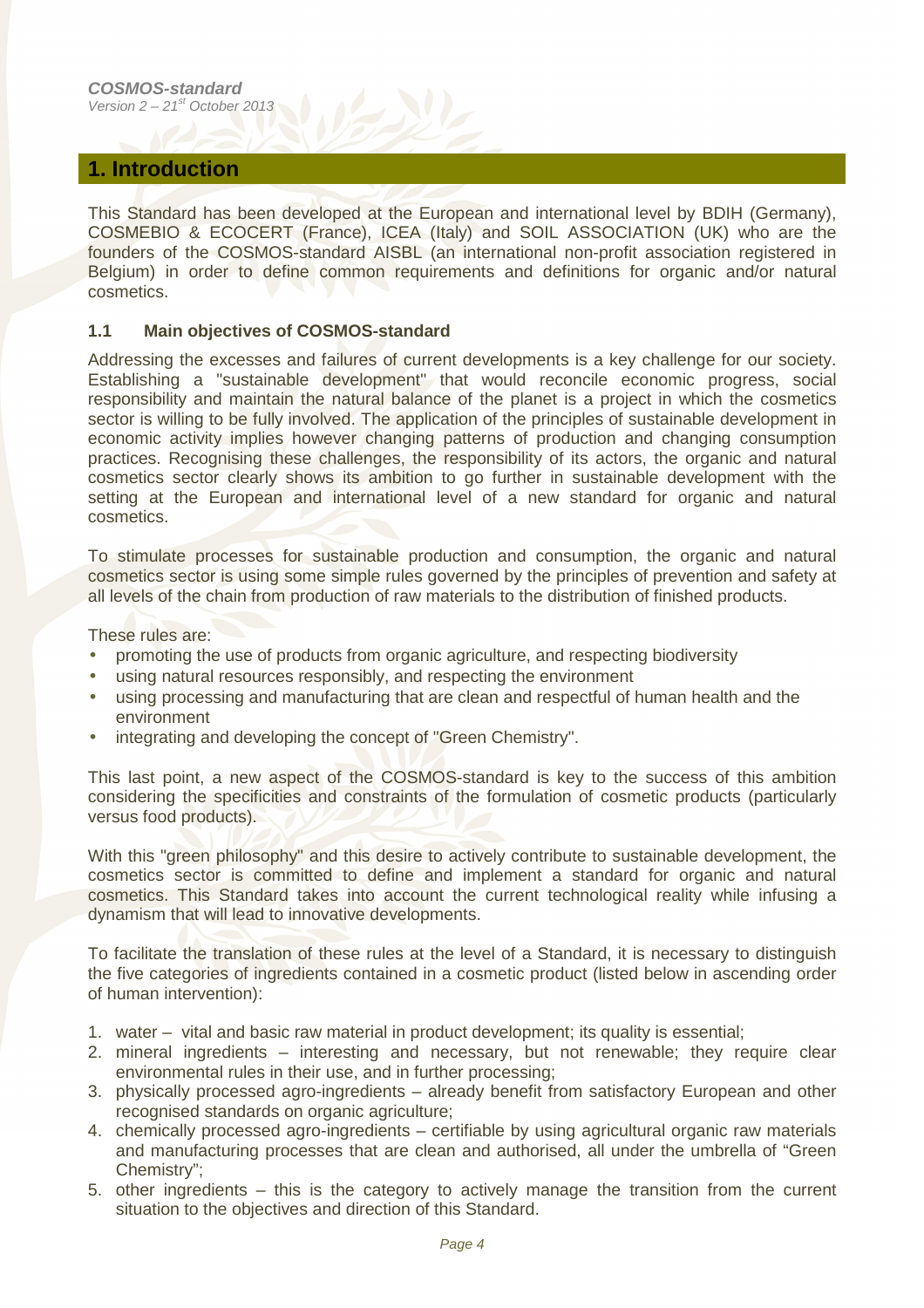## 1. Introduction

This Standard has been developed at the European and international level by BDIH (Germany), COSMEBIO & ECOCERT (France), ICEA (Italy) and SOIL ASSOCIATION (UK) who are the founders of the COSMOS-standard AISBL (an international non-profit association registered in Belgium) in order to define common requirements and definitions for organic and/or natural cosmetics.

### 1.1 Main objectives of COSMOS-standard

Addressing the excesses and failures of current developments is a key challenge for our society. Establishing a "sustainable development" that would reconcile economic progress, social responsibility and maintain the natural balance of the planet is a project in which the cosmetics sector is willing to be fully involved. The application of the principles of sustainable development in economic activity implies however changing patterns of production and changing consumption practices. Recognising these challenges, the responsibility of its actors, the organic and natural cosmetics sector clearly shows its ambition to go further in sustainable development with the setting at the European and international level of a new standard for organic and natural cosmetics.

To stimulate processes for sustainable production and consumption, the organic and natural cosmetics sector is using some simple rules governed by the principles of prevention and safety at all levels of the chain from production of raw materials to the distribution of finished products.

These rules are:

- promoting the use of products from organic agriculture, and respecting biodiversity
- using natural resources responsibly, and respecting the environment
- using processing and manufacturing that are clean and respectful of human health and the environment
- integrating and developing the concept of "Green Chemistry".

This last point, a new aspect of the COSMOS-standard is key to the success of this ambition considering the specificities and constraints of the formulation of cosmetic products (particularly versus food products).

With this "green philosophy" and this desire to actively contribute to sustainable development, the cosmetics sector is committed to define and implement a standard for organic and natural cosmetics. This Standard takes into account the current technological reality while infusing a dynamism that will lead to innovative developments.

To facilitate the translation of these rules at the level of a Standard, it is necessary to distinguish the five categories of ingredients contained in a cosmetic product (listed below in ascending order of human intervention):

1. water – vital and basic raw material in product development; its quality is essential;
2. mineral ingredients – interesting and necessary, but not renewable; they require clear environmental rules in their use, and in further processing;
3. physically processed agro-ingredients – already benefit from satisfactory European and other recognised standards on organic agriculture;
4. chemically processed agro-ingredients – certifiable by using agricultural organic raw materials and manufacturing processes that are clean and authorised, all under the umbrella of "Green Chemistry";
5. other ingredients – this is the category to actively manage the transition from the current situation to the objectives and direction of this Standard.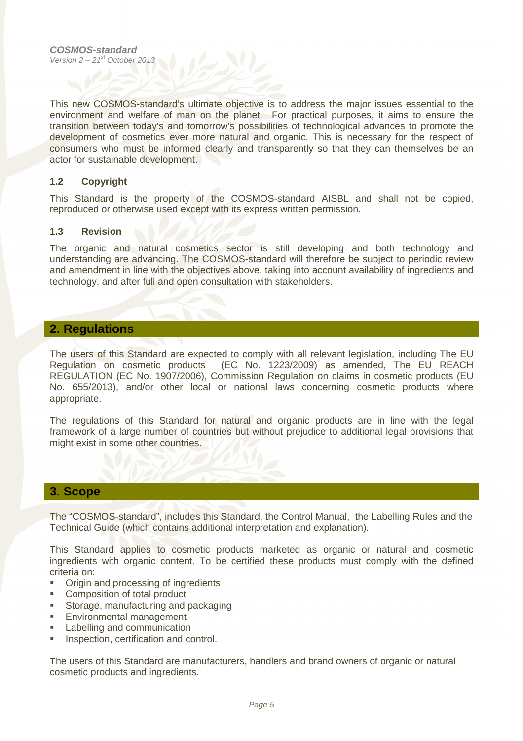This new COSMOS-standard's ultimate objective is to address the major issues essential to the environment and welfare of man on the planet. For practical purposes, it aims to ensure the transition between today's and tomorrow's possibilities of technological advances to promote the development of cosmetics ever more natural and organic. This is necessary for the respect of consumers who must be informed clearly and transparently so that they can themselves be an actor for sustainable development.

### 1.2 Copyright

This Standard is the property of the COSMOS-standard AISBL and shall not be copied, reproduced or otherwise used except with its express written permission.

### 1.3 Revision

The organic and natural cosmetics sector is still developing and both technology and understanding are advancing. The COSMOS-standard will therefore be subject to periodic review and amendment in line with the objectives above, taking into account availability of ingredients and technology, and after full and open consultation with stakeholders.

## 2. Regulations

The users of this Standard are expected to comply with all relevant legislation, including The EU Regulation on cosmetic products (EC No. 1223/2009) as amended, The EU REACH REGULATION (EC No. 1907/2006), Commission Regulation on claims in cosmetic products (EU No. 655/2013), and/or other local or national laws concerning cosmetic products where appropriate.

The regulations of this Standard for natural and organic products are in line with the legal framework of a large number of countries but without prejudice to additional legal provisions that might exist in some other countries.

## 3. Scope

The "COSMOS-standard", includes this Standard, the Control Manual, the Labelling Rules and the Technical Guide (which contains additional interpretation and explanation).

This Standard applies to cosmetic products marketed as organic or natural and cosmetic ingredients with organic content. To be certified these products must comply with the defined criteria on:

- Origin and processing of ingredients
- Composition of total product
- Storage, manufacturing and packaging
- Environmental management
- Labelling and communication
- Inspection, certification and control.

The users of this Standard are manufacturers, handlers and brand owners of organic or natural cosmetic products and ingredients.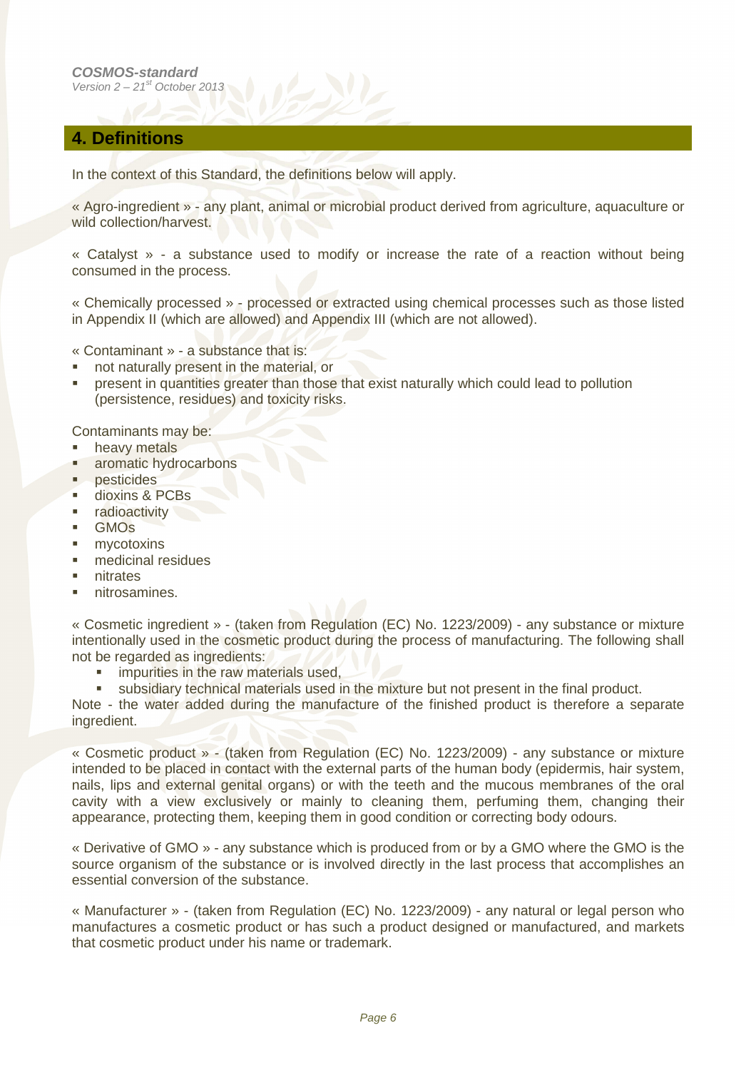## 4. Definitions

In the context of this Standard, the definitions below will apply.

« Agro-ingredient » - any plant, animal or microbial product derived from agriculture, aquaculture or wild collection/harvest.

« Catalyst » - a substance used to modify or increase the rate of a reaction without being consumed in the process.

« Chemically processed » - processed or extracted using chemical processes such as those listed in Appendix II (which are allowed) and Appendix III (which are not allowed).

« Contaminant » - a substance that is:

- not naturally present in the material, or
- present in quantities greater than those that exist naturally which could lead to pollution (persistence, residues) and toxicity risks.

Contaminants may be:

- heavy metals
- aromatic hydrocarbons
- pesticides
- dioxins & PCBs
- radioactivity
- GMOs
- mycotoxins
- medicinal residues
- nitrates
- nitrosamines.

« Cosmetic ingredient » - (taken from Regulation (EC) No. 1223/2009) - any substance or mixture intentionally used in the cosmetic product during the process of manufacturing. The following shall not be regarded as ingredients:

- impurities in the raw materials used,
- subsidiary technical materials used in the mixture but not present in the final product.

Note - the water added during the manufacture of the finished product is therefore a separate ingredient.

« Cosmetic product » - (taken from Regulation (EC) No. 1223/2009) - any substance or mixture intended to be placed in contact with the external parts of the human body (epidermis, hair system, nails, lips and external genital organs) or with the teeth and the mucous membranes of the oral cavity with a view exclusively or mainly to cleaning them, perfuming them, changing their appearance, protecting them, keeping them in good condition or correcting body odours.

« Derivative of GMO » - any substance which is produced from or by a GMO where the GMO is the source organism of the substance or is involved directly in the last process that accomplishes an essential conversion of the substance.

« Manufacturer » - (taken from Regulation (EC) No. 1223/2009) - any natural or legal person who manufactures a cosmetic product or has such a product designed or manufactured, and markets that cosmetic product under his name or trademark.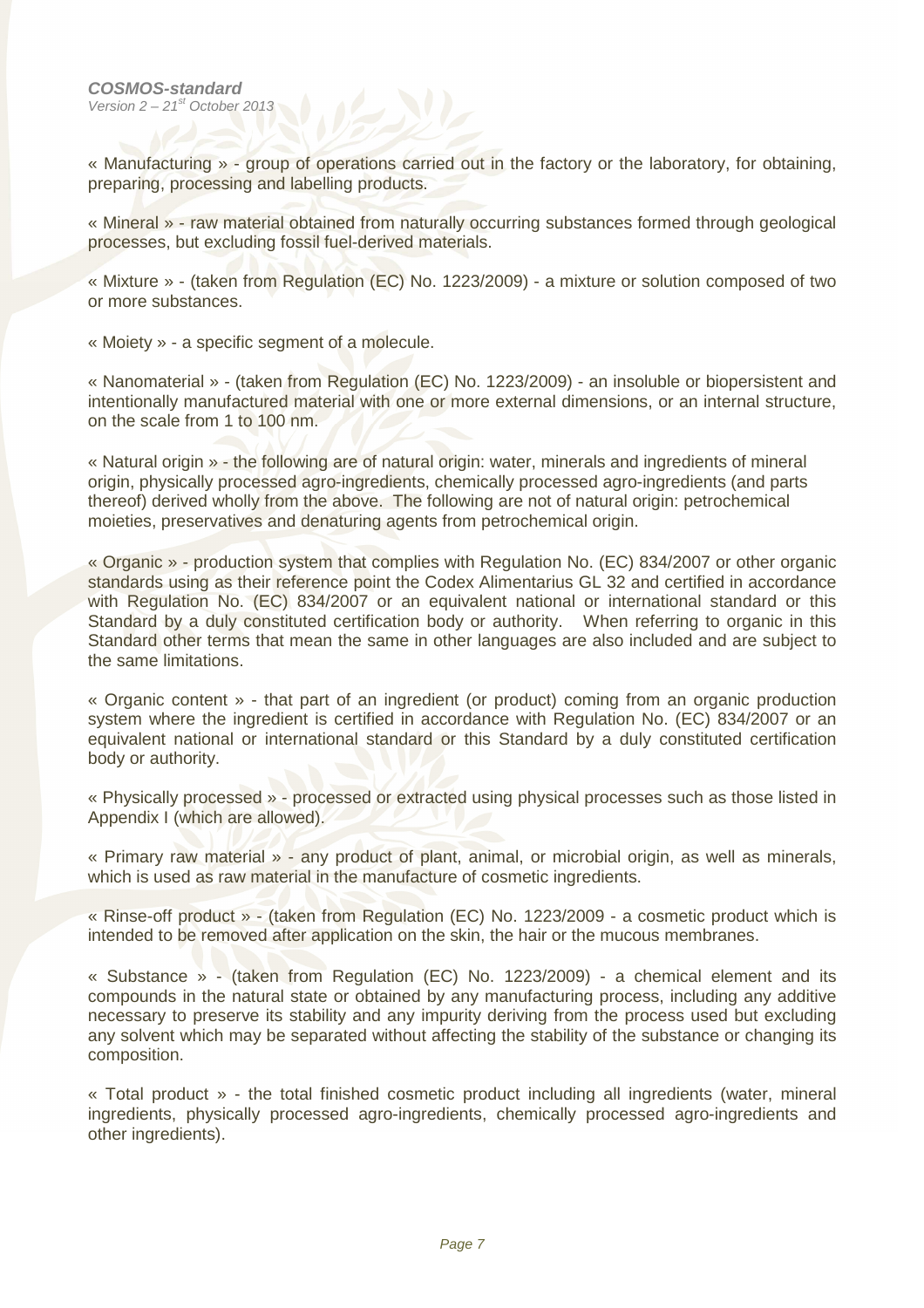« Manufacturing » - group of operations carried out in the factory or the laboratory, for obtaining, preparing, processing and labelling products.

« Mineral » - raw material obtained from naturally occurring substances formed through geological processes, but excluding fossil fuel-derived materials.

« Mixture » - (taken from Regulation (EC) No. 1223/2009) - a mixture or solution composed of two or more substances.

« Moiety » - a specific segment of a molecule.

« Nanomaterial » - (taken from Regulation (EC) No. 1223/2009) - an insoluble or biopersistent and intentionally manufactured material with one or more external dimensions, or an internal structure, on the scale from 1 to 100 nm.

« Natural origin » - the following are of natural origin: water, minerals and ingredients of mineral origin, physically processed agro-ingredients, chemically processed agro-ingredients (and parts thereof) derived wholly from the above. The following are not of natural origin: petrochemical moieties, preservatives and denaturing agents from petrochemical origin.

« Organic » - production system that complies with Regulation No. (EC) 834/2007 or other organic standards using as their reference point the Codex Alimentarius GL 32 and certified in accordance with Regulation No. (EC) 834/2007 or an equivalent national or international standard or this Standard by a duly constituted certification body or authority. When referring to organic in this Standard other terms that mean the same in other languages are also included and are subject to the same limitations.

« Organic content » - that part of an ingredient (or product) coming from an organic production system where the ingredient is certified in accordance with Regulation No. (EC) 834/2007 or an equivalent national or international standard or this Standard by a duly constituted certification body or authority.

« Physically processed » - processed or extracted using physical processes such as those listed in Appendix I (which are allowed).

« Primary raw material » - any product of plant, animal, or microbial origin, as well as minerals, which is used as raw material in the manufacture of cosmetic ingredients.

« Rinse-off product » - (taken from Regulation (EC) No. 1223/2009 - a cosmetic product which is intended to be removed after application on the skin, the hair or the mucous membranes.

« Substance » - (taken from Regulation (EC) No. 1223/2009) - a chemical element and its compounds in the natural state or obtained by any manufacturing process, including any additive necessary to preserve its stability and any impurity deriving from the process used but excluding any solvent which may be separated without affecting the stability of the substance or changing its composition.

« Total product » - the total finished cosmetic product including all ingredients (water, mineral ingredients, physically processed agro-ingredients, chemically processed agro-ingredients and other ingredients).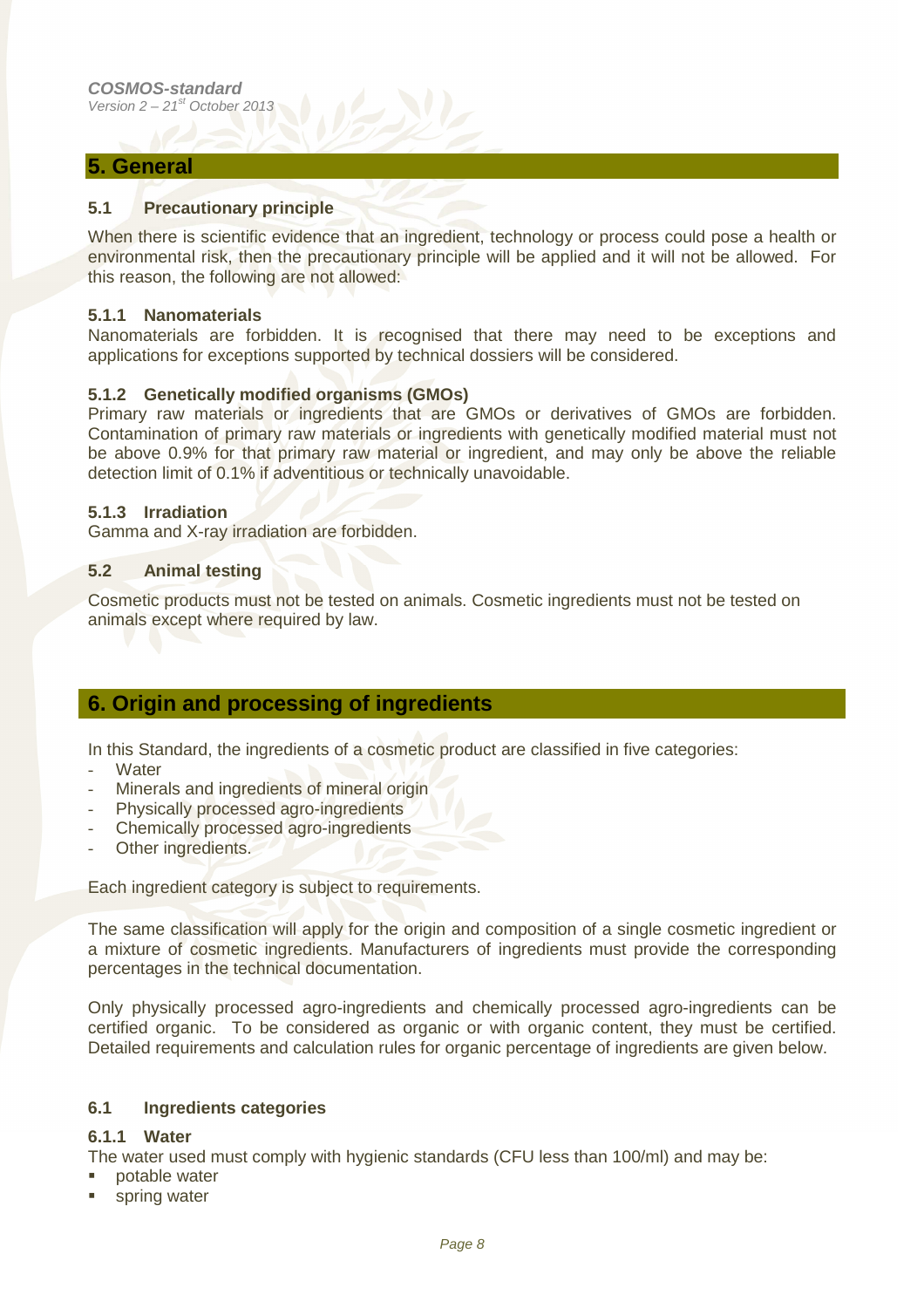## 5. General

### 5.1 Precautionary principle

When there is scientific evidence that an ingredient, technology or process could pose a health or environmental risk, then the precautionary principle will be applied and it will not be allowed. For this reason, the following are not allowed:

#### 5.1.1 Nanomaterials

Nanomaterials are forbidden. It is recognised that there may need to be exceptions and applications for exceptions supported by technical dossiers will be considered.

#### 5.1.2 Genetically modified organisms (GMOs)

Primary raw materials or ingredients that are GMOs or derivatives of GMOs are forbidden. Contamination of primary raw materials or ingredients with genetically modified material must not be above 0.9% for that primary raw material or ingredient, and may only be above the reliable detection limit of 0.1% if adventitious or technically unavoidable.

#### 5.1.3 Irradiation

Gamma and X-ray irradiation are forbidden.

### 5.2 Animal testing

Cosmetic products must not be tested on animals. Cosmetic ingredients must not be tested on animals except where required by law.

## 6. Origin and processing of ingredients

In this Standard, the ingredients of a cosmetic product are classified in five categories:

- Water
- Minerals and ingredients of mineral origin
- Physically processed agro-ingredients
- Chemically processed agro-ingredients
- Other ingredients.

Each ingredient category is subject to requirements.

The same classification will apply for the origin and composition of a single cosmetic ingredient or a mixture of cosmetic ingredients. Manufacturers of ingredients must provide the corresponding percentages in the technical documentation.

Only physically processed agro-ingredients and chemically processed agro-ingredients can be certified organic. To be considered as organic or with organic content, they must be certified. Detailed requirements and calculation rules for organic percentage of ingredients are given below.

### 6.1 Ingredients categories

#### 6.1.1 Water

The water used must comply with hygienic standards (CFU less than 100/ml) and may be:

- potable water
- spring water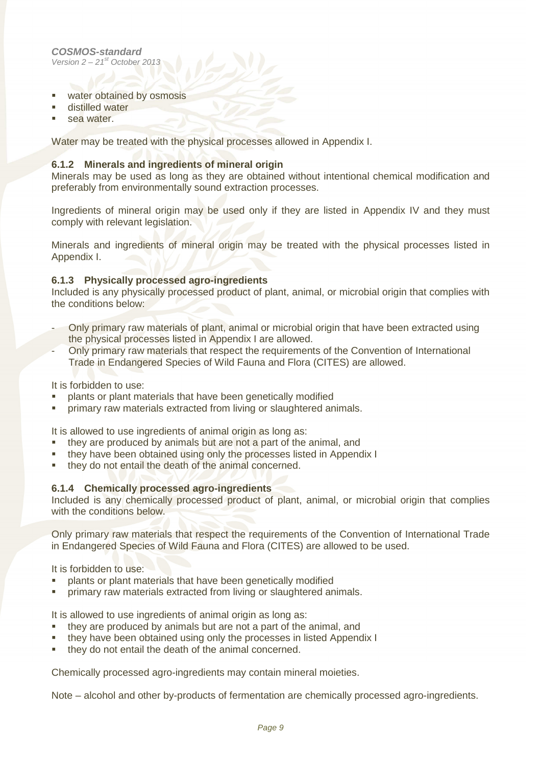- water obtained by osmosis
- distilled water
- sea water.

Water may be treated with the physical processes allowed in Appendix I.

### 6.1.2 Minerals and ingredients of mineral origin

Minerals may be used as long as they are obtained without intentional chemical modification and preferably from environmentally sound extraction processes.

Ingredients of mineral origin may be used only if they are listed in Appendix IV and they must comply with relevant legislation.

Minerals and ingredients of mineral origin may be treated with the physical processes listed in Appendix I.

### 6.1.3 Physically processed agro-ingredients

Included is any physically processed product of plant, animal, or microbial origin that complies with the conditions below:

- Only primary raw materials of plant, animal or microbial origin that have been extracted using the physical processes listed in Appendix I are allowed.
- Only primary raw materials that respect the requirements of the Convention of International Trade in Endangered Species of Wild Fauna and Flora (CITES) are allowed.

It is forbidden to use:

- plants or plant materials that have been genetically modified
- primary raw materials extracted from living or slaughtered animals.

It is allowed to use ingredients of animal origin as long as:

- they are produced by animals but are not a part of the animal, and
- they have been obtained using only the processes listed in Appendix I
- they do not entail the death of the animal concerned.

### 6.1.4 Chemically processed agro-ingredients

Included is any chemically processed product of plant, animal, or microbial origin that complies with the conditions below.

Only primary raw materials that respect the requirements of the Convention of International Trade in Endangered Species of Wild Fauna and Flora (CITES) are allowed to be used.

It is forbidden to use:

- plants or plant materials that have been genetically modified
- primary raw materials extracted from living or slaughtered animals.

It is allowed to use ingredients of animal origin as long as:

- they are produced by animals but are not a part of the animal, and
- they have been obtained using only the processes in listed Appendix I
- they do not entail the death of the animal concerned.

Chemically processed agro-ingredients may contain mineral moieties.

Note – alcohol and other by-products of fermentation are chemically processed agro-ingredients.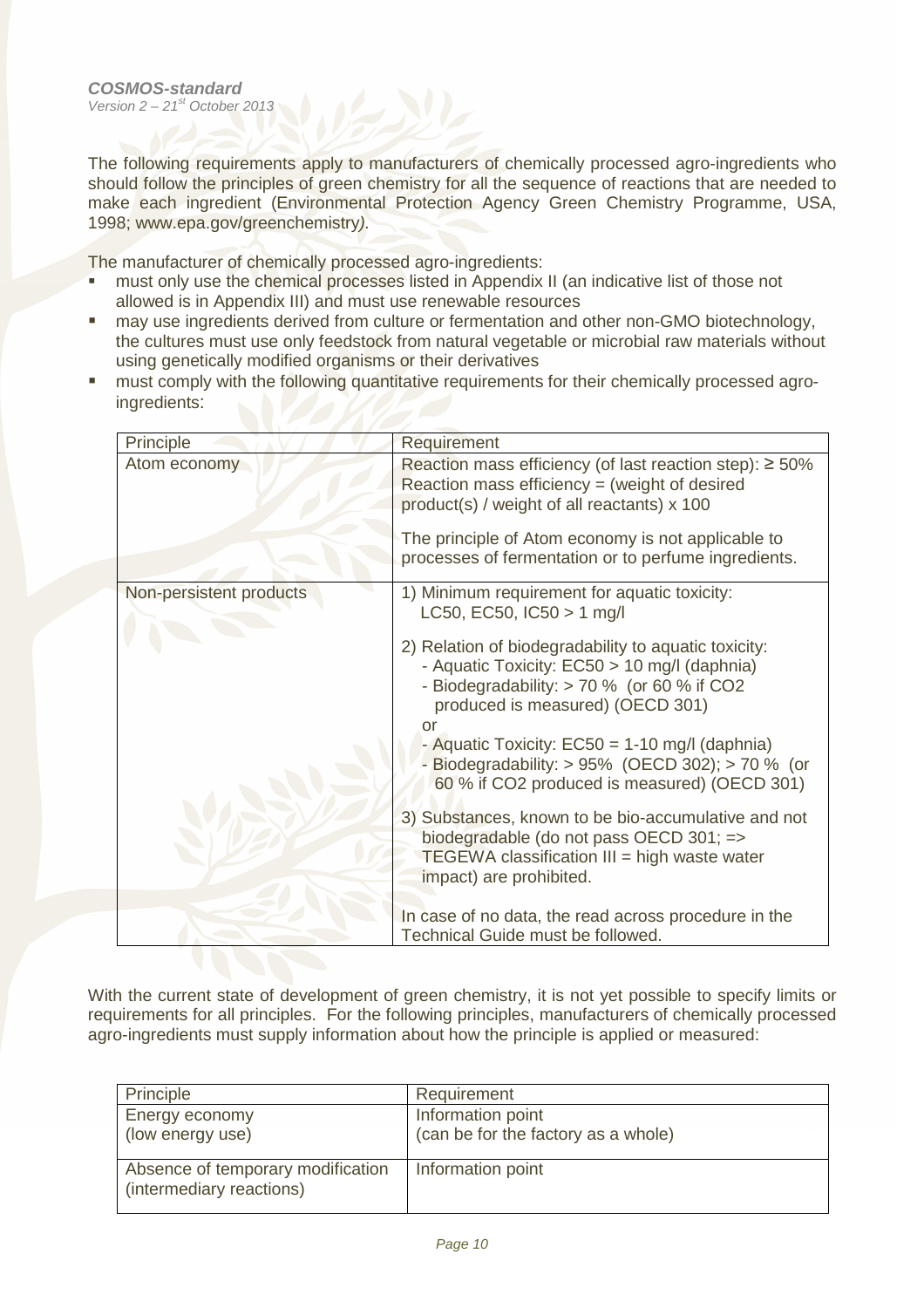The following requirements apply to manufacturers of chemically processed agro-ingredients who should follow the principles of green chemistry for all the sequence of reactions that are needed to make each ingredient (Environmental Protection Agency Green Chemistry Programme, USA, 1998; www.epa.gov/greenchemistry).

The manufacturer of chemically processed agro-ingredients:

- must only use the chemical processes listed in Appendix II (an indicative list of those not allowed is in Appendix III) and must use renewable resources
- may use ingredients derived from culture or fermentation and other non-GMO biotechnology, the cultures must use only feedstock from natural vegetable or microbial raw materials without using genetically modified organisms or their derivatives
- must comply with the following quantitative requirements for their chemically processed agro-ingredients:

| Principle | Requirement |
|---|---|
| Atom economy | Reaction mass efficiency (of last reaction step): ≥ 50%<br>Reaction mass efficiency = (weight of desired product(s) / weight of all reactants) x 100<br><br>The principle of Atom economy is not applicable to processes of fermentation or to perfume ingredients. |
| Non-persistent products | 1) Minimum requirement for aquatic toxicity:<br>LC50, EC50, IC50 > 1 mg/l<br><br>2) Relation of biodegradability to aquatic toxicity:<br>- Aquatic Toxicity: EC50 > 10 mg/l (daphnia)<br>- Biodegradability: > 70 % (or 60 % if $CO_2$ produced is measured) (OECD 301)<br>or<br>- Aquatic Toxicity: EC50 = 1-10 mg/l (daphnia)<br>- Biodegradability: > 95% (OECD 302); > 70 % (or 60 % if $CO_2$ produced is measured) (OECD 301)<br><br>3) Substances, known to be bio-accumulative and not biodegradable (do not pass OECD 301; => TEGEWA classification III = high waste water impact) are prohibited.<br><br>In case of no data, the read across procedure in the Technical Guide must be followed. |

With the current state of development of green chemistry, it is not yet possible to specify limits or requirements for all principles. For the following principles, manufacturers of chemically processed agro-ingredients must supply information about how the principle is applied or measured:

| Principle | Requirement |
|---|---|
| Energy economy<br>(low energy use) | Information point<br>(can be for the factory as a whole) |
| Absence of temporary modification<br>(intermediary reactions) | Information point |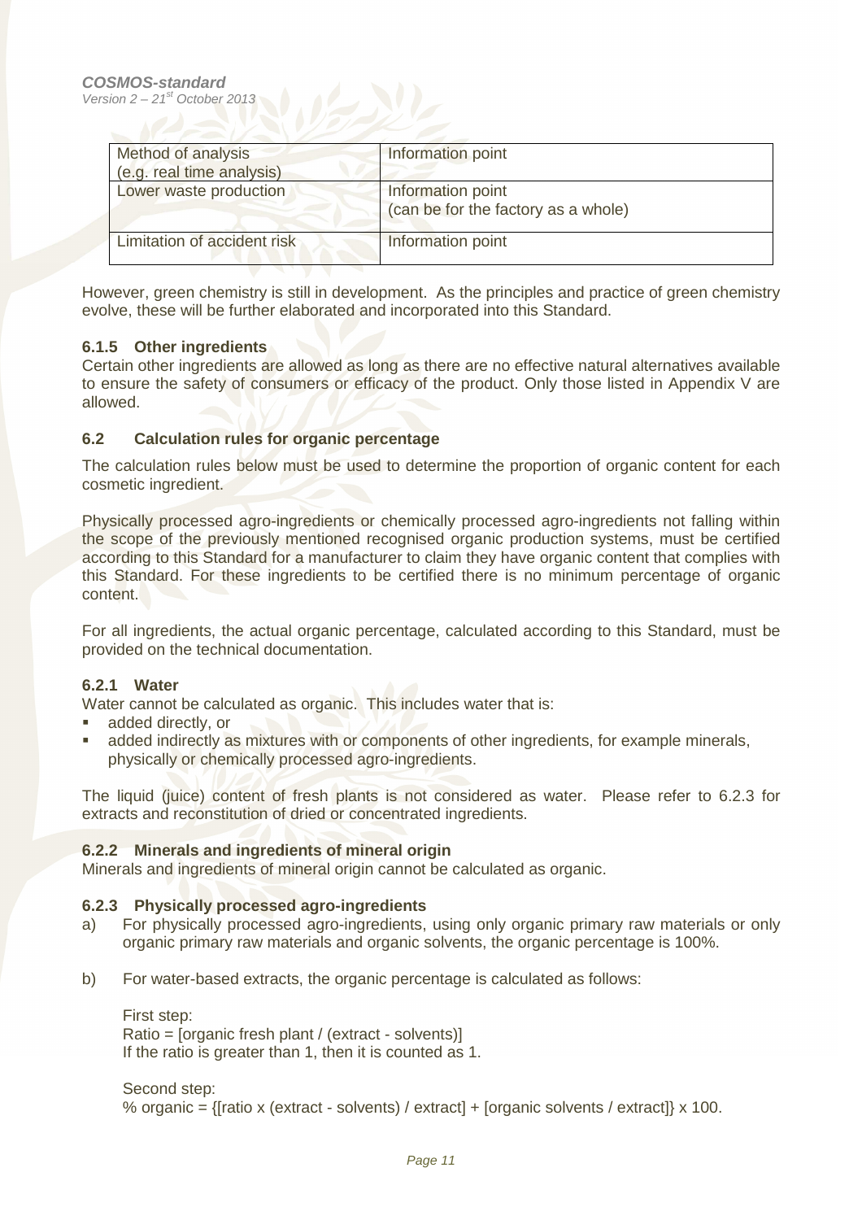| Method of analysis (e.g. real time analysis) | Information point |
| --- | --- |
| Lower waste production | Information point (can be for the factory as a whole) |
| Limitation of accident risk | Information point |

However, green chemistry is still in development. As the principles and practice of green chemistry evolve, these will be further elaborated and incorporated into this Standard.

#### 6.1.5 Other ingredients

Certain other ingredients are allowed as long as there are no effective natural alternatives available to ensure the safety of consumers or efficacy of the product. Only those listed in Appendix V are allowed.

### 6.2 Calculation rules for organic percentage

The calculation rules below must be used to determine the proportion of organic content for each cosmetic ingredient.

Physically processed agro-ingredients or chemically processed agro-ingredients not falling within the scope of the previously mentioned recognised organic production systems, must be certified according to this Standard for a manufacturer to claim they have organic content that complies with this Standard. For these ingredients to be certified there is no minimum percentage of organic content.

For all ingredients, the actual organic percentage, calculated according to this Standard, must be provided on the technical documentation.

#### 6.2.1 Water

Water cannot be calculated as organic. This includes water that is:

- added directly, or
- added indirectly as mixtures with or components of other ingredients, for example minerals, physically or chemically processed agro-ingredients.

The liquid (juice) content of fresh plants is not considered as water. Please refer to 6.2.3 for extracts and reconstitution of dried or concentrated ingredients.

#### 6.2.2 Minerals and ingredients of mineral origin

Minerals and ingredients of mineral origin cannot be calculated as organic.

#### 6.2.3 Physically processed agro-ingredients

a) For physically processed agro-ingredients, using only organic primary raw materials or only organic primary raw materials and organic solvents, the organic percentage is 100%.

b) For water-based extracts, the organic percentage is calculated as follows:

First step:
Ratio = [organic fresh plant / (extract - solvents)]
If the ratio is greater than 1, then it is counted as 1.

Second step:
% organic = {[ratio x (extract - solvents) / extract] + [organic solvents / extract]} x 100.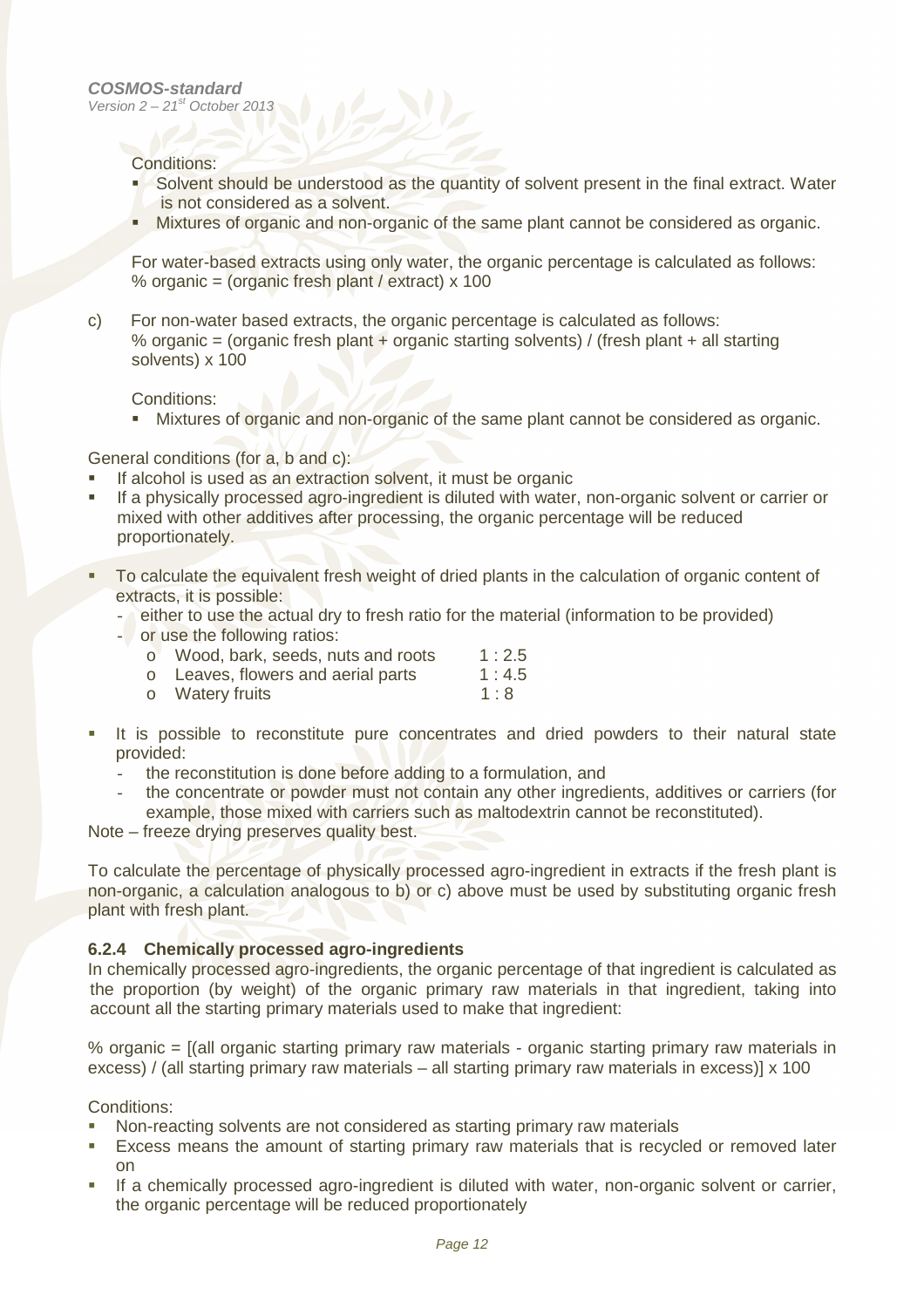Conditions:

- Solvent should be understood as the quantity of solvent present in the final extract. Water is not considered as a solvent.
- Mixtures of organic and non-organic of the same plant cannot be considered as organic.

For water-based extracts using only water, the organic percentage is calculated as follows:
% organic = (organic fresh plant / extract) x 100

c) For non-water based extracts, the organic percentage is calculated as follows:
% organic = (organic fresh plant + organic starting solvents) / (fresh plant + all starting solvents) x 100

Conditions:

- Mixtures of organic and non-organic of the same plant cannot be considered as organic.

General conditions (for a, b and c):

- If alcohol is used as an extraction solvent, it must be organic
- If a physically processed agro-ingredient is diluted with water, non-organic solvent or carrier or mixed with other additives after processing, the organic percentage will be reduced proportionately.
- To calculate the equivalent fresh weight of dried plants in the calculation of organic content of extracts, it is possible:
  - either to use the actual dry to fresh ratio for the material (information to be provided)
  - or use the following ratios:
    - Wood, bark, seeds, nuts and roots 1 : 2.5
    - Leaves, flowers and aerial parts 1 : 4.5
    - Watery fruits 1 : 8
- It is possible to reconstitute pure concentrates and dried powders to their natural state provided:
  - the reconstitution is done before adding to a formulation, and
  - the concentrate or powder must not contain any other ingredients, additives or carriers (for example, those mixed with carriers such as maltodextrin cannot be reconstituted).

Note – freeze drying preserves quality best.

To calculate the percentage of physically processed agro-ingredient in extracts if the fresh plant is non-organic, a calculation analogous to b) or c) above must be used by substituting organic fresh plant with fresh plant.

### 6.2.4 Chemically processed agro-ingredients

In chemically processed agro-ingredients, the organic percentage of that ingredient is calculated as the proportion (by weight) of the organic primary raw materials in that ingredient, taking into account all the starting primary materials used to make that ingredient:

% organic = [(all organic starting primary raw materials - organic starting primary raw materials in excess) / (all starting primary raw materials – all starting primary raw materials in excess)] x 100

Conditions:

- Non-reacting solvents are not considered as starting primary raw materials
- Excess means the amount of starting primary raw materials that is recycled or removed later on
- If a chemically processed agro-ingredient is diluted with water, non-organic solvent or carrier, the organic percentage will be reduced proportionately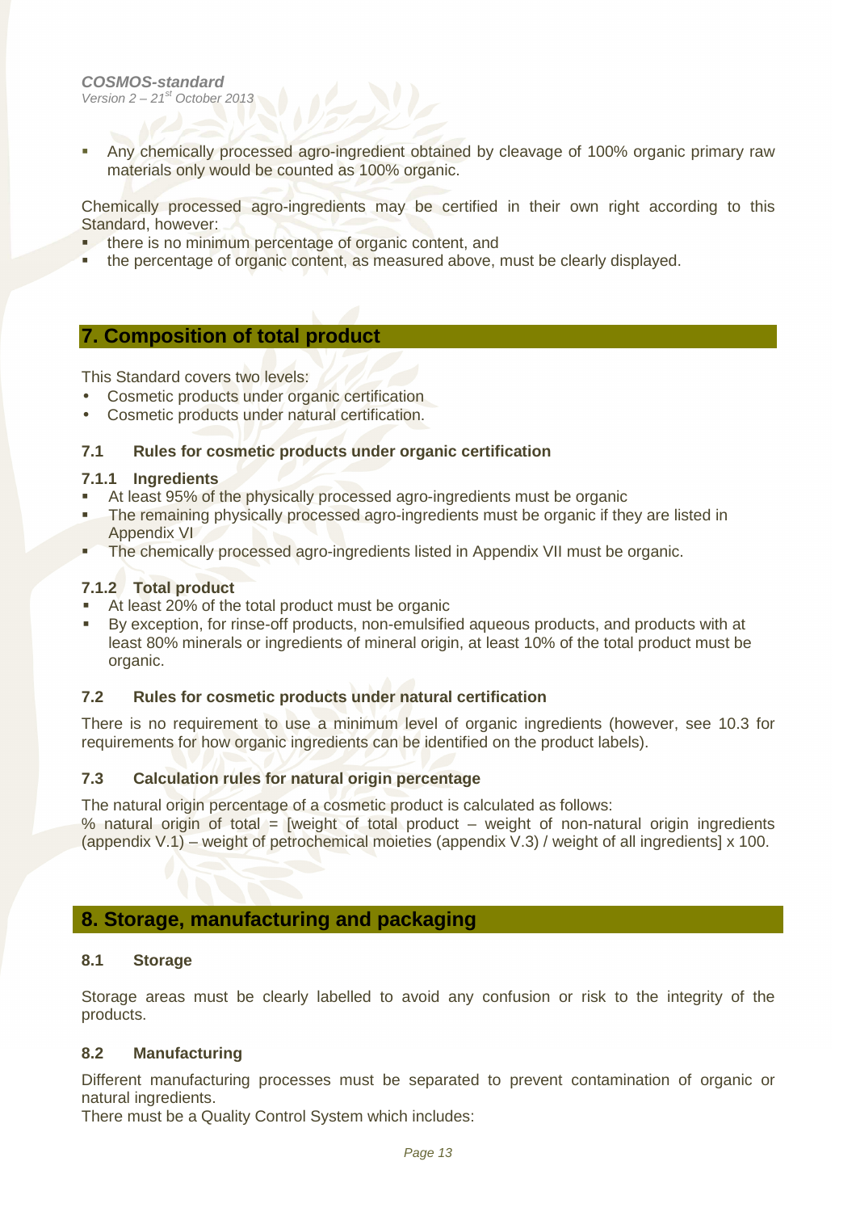- Any chemically processed agro-ingredient obtained by cleavage of 100% organic primary raw materials only would be counted as 100% organic.

Chemically processed agro-ingredients may be certified in their own right according to this Standard, however:

- there is no minimum percentage of organic content, and
- the percentage of organic content, as measured above, must be clearly displayed.

## 7. Composition of total product

This Standard covers two levels:

- Cosmetic products under organic certification
- Cosmetic products under natural certification.

### 7.1 Rules for cosmetic products under organic certification

#### 7.1.1 Ingredients

- At least 95% of the physically processed agro-ingredients must be organic
- The remaining physically processed agro-ingredients must be organic if they are listed in Appendix VI
- The chemically processed agro-ingredients listed in Appendix VII must be organic.

#### 7.1.2 Total product

- At least 20% of the total product must be organic
- By exception, for rinse-off products, non-emulsified aqueous products, and products with at least 80% minerals or ingredients of mineral origin, at least 10% of the total product must be organic.

### 7.2 Rules for cosmetic products under natural certification

There is no requirement to use a minimum level of organic ingredients (however, see 10.3 for requirements for how organic ingredients can be identified on the product labels).

### 7.3 Calculation rules for natural origin percentage

The natural origin percentage of a cosmetic product is calculated as follows:
% natural origin of total = [weight of total product – weight of non-natural origin ingredients (appendix V.1) – weight of petrochemical moieties (appendix V.3) / weight of all ingredients] x 100.

## 8. Storage, manufacturing and packaging

### 8.1 Storage

Storage areas must be clearly labelled to avoid any confusion or risk to the integrity of the products.

### 8.2 Manufacturing

Different manufacturing processes must be separated to prevent contamination of organic or natural ingredients.
There must be a Quality Control System which includes: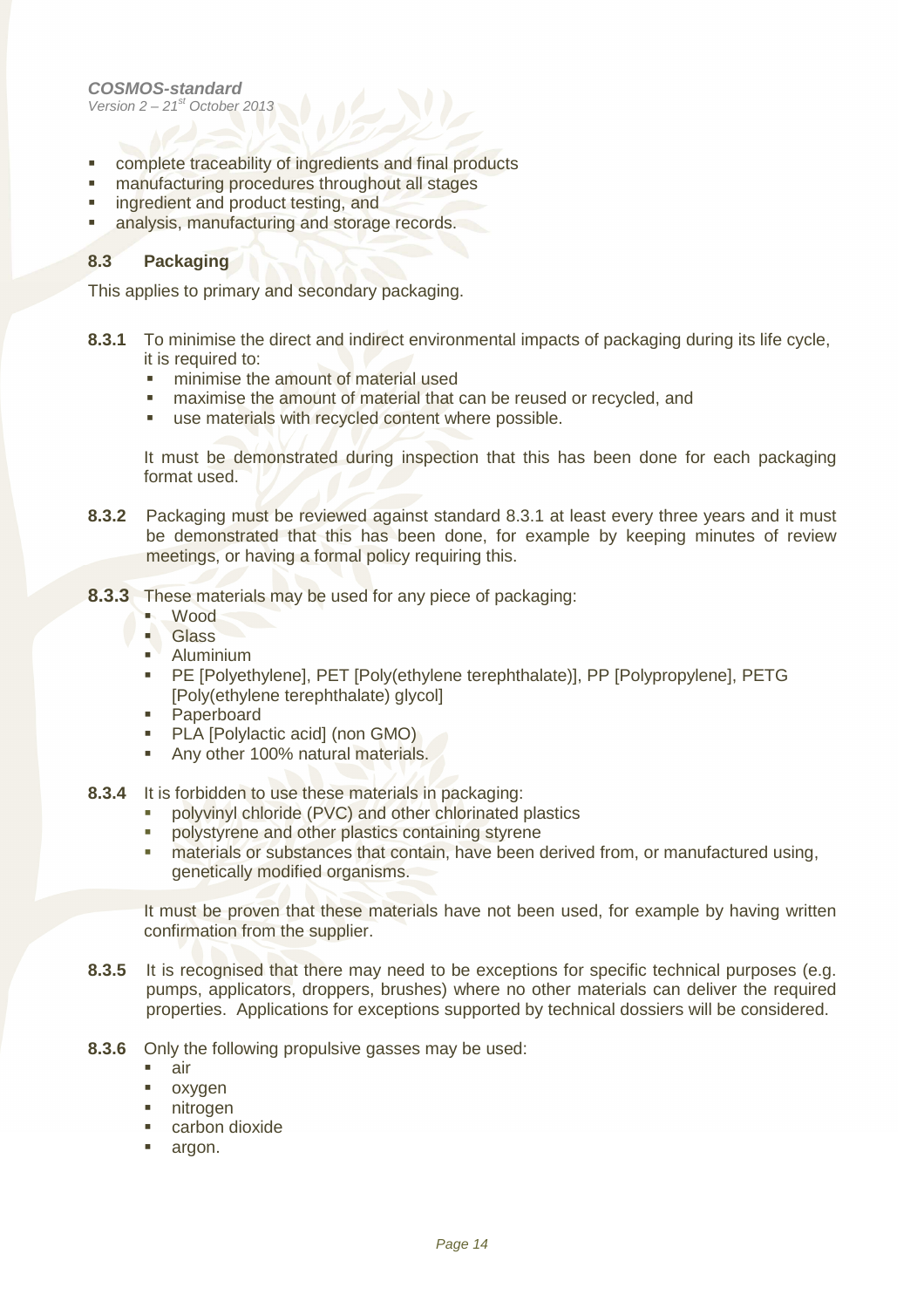- complete traceability of ingredients and final products
- manufacturing procedures throughout all stages
- ingredient and product testing, and
- analysis, manufacturing and storage records.

### 8.3 Packaging

This applies to primary and secondary packaging.

**8.3.1** To minimise the direct and indirect environmental impacts of packaging during its life cycle, it is required to:

- minimise the amount of material used
- maximise the amount of material that can be reused or recycled, and
- use materials with recycled content where possible.

It must be demonstrated during inspection that this has been done for each packaging format used.

**8.3.2** Packaging must be reviewed against standard 8.3.1 at least every three years and it must be demonstrated that this has been done, for example by keeping minutes of review meetings, or having a formal policy requiring this.

**8.3.3** These materials may be used for any piece of packaging:

- Wood
- Glass
- Aluminium
- PE [Polyethylene], PET [Poly(ethylene terephthalate)], PP [Polypropylene], PETG [Poly(ethylene terephthalate) glycol]
- Paperboard
- PLA [Polylactic acid] (non GMO)
- Any other 100% natural materials.

**8.3.4** It is forbidden to use these materials in packaging:

- polyvinyl chloride (PVC) and other chlorinated plastics
- polystyrene and other plastics containing styrene
- materials or substances that contain, have been derived from, or manufactured using, genetically modified organisms.

It must be proven that these materials have not been used, for example by having written confirmation from the supplier.

**8.3.5** It is recognised that there may need to be exceptions for specific technical purposes (e.g. pumps, applicators, droppers, brushes) where no other materials can deliver the required properties. Applications for exceptions supported by technical dossiers will be considered.

**8.3.6** Only the following propulsive gasses may be used:

- air
- oxygen
- nitrogen
- carbon dioxide
- argon.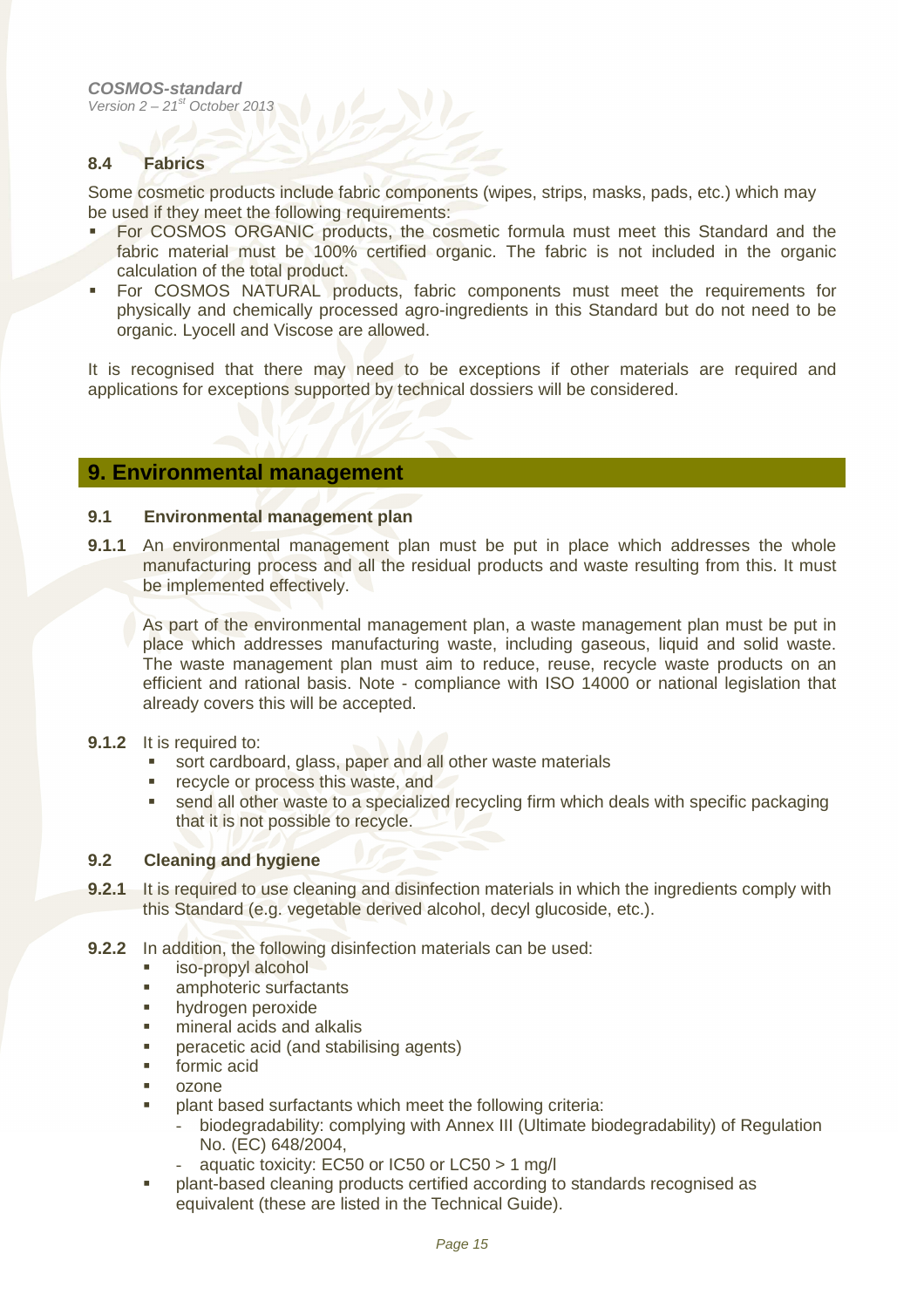### 8.4 Fabrics

Some cosmetic products include fabric components (wipes, strips, masks, pads, etc.) which may be used if they meet the following requirements:

- For COSMOS ORGANIC products, the cosmetic formula must meet this Standard and the fabric material must be 100% certified organic. The fabric is not included in the organic calculation of the total product.
- For COSMOS NATURAL products, fabric components must meet the requirements for physically and chemically processed agro-ingredients in this Standard but do not need to be organic. Lyocell and Viscose are allowed.

It is recognised that there may need to be exceptions if other materials are required and applications for exceptions supported by technical dossiers will be considered.

## 9. Environmental management

### 9.1 Environmental management plan

**9.1.1** An environmental management plan must be put in place which addresses the whole manufacturing process and all the residual products and waste resulting from this. It must be implemented effectively.

As part of the environmental management plan, a waste management plan must be put in place which addresses manufacturing waste, including gaseous, liquid and solid waste. The waste management plan must aim to reduce, reuse, recycle waste products on an efficient and rational basis. Note - compliance with ISO 14000 or national legislation that already covers this will be accepted.

**9.1.2** It is required to:

- sort cardboard, glass, paper and all other waste materials
- recycle or process this waste, and
- send all other waste to a specialized recycling firm which deals with specific packaging that it is not possible to recycle.

### 9.2 Cleaning and hygiene

**9.2.1** It is required to use cleaning and disinfection materials in which the ingredients comply with this Standard (e.g. vegetable derived alcohol, decyl glucoside, etc.).

**9.2.2** In addition, the following disinfection materials can be used:

- iso-propyl alcohol
- amphoteric surfactants
- hydrogen peroxide
- mineral acids and alkalis
- peracetic acid (and stabilising agents)
- formic acid
- ozone
- plant based surfactants which meet the following criteria:
  - biodegradability: complying with Annex III (Ultimate biodegradability) of Regulation No. (EC) 648/2004,
  - aquatic toxicity: EC50 or IC50 or LC50 > 1 mg/l
- plant-based cleaning products certified according to standards recognised as equivalent (these are listed in the Technical Guide).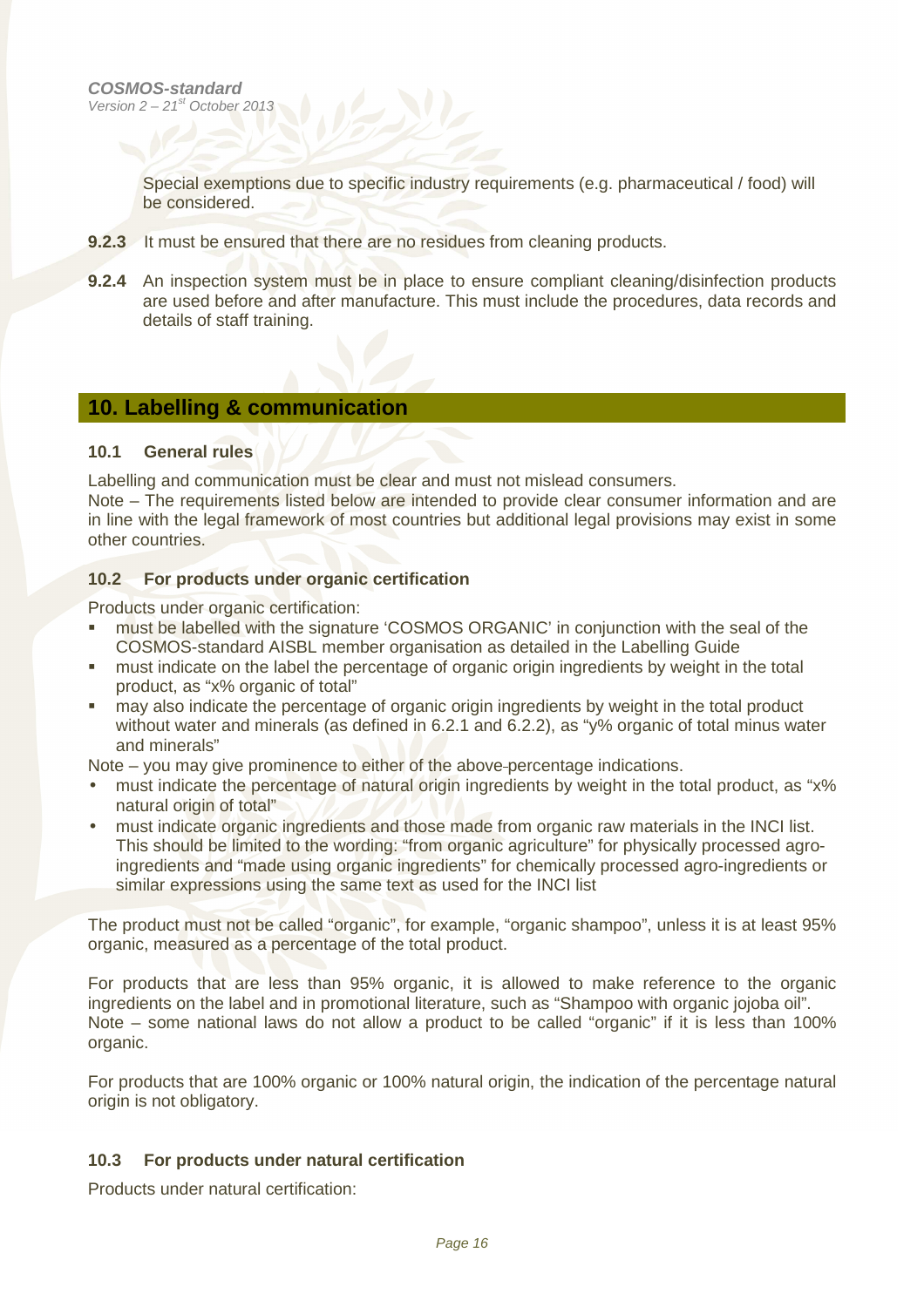Special exemptions due to specific industry requirements (e.g. pharmaceutical / food) will be considered.

**9.2.3** It must be ensured that there are no residues from cleaning products.

**9.2.4** An inspection system must be in place to ensure compliant cleaning/disinfection products are used before and after manufacture. This must include the procedures, data records and details of staff training.

## 10. Labelling & communication

### 10.1 General rules

Labelling and communication must be clear and must not mislead consumers.

Note – The requirements listed below are intended to provide clear consumer information and are in line with the legal framework of most countries but additional legal provisions may exist in some other countries.

### 10.2 For products under organic certification

Products under organic certification:

- must be labelled with the signature 'COSMOS ORGANIC' in conjunction with the seal of the COSMOS-standard AISBL member organisation as detailed in the Labelling Guide
- must indicate on the label the percentage of organic origin ingredients by weight in the total product, as "x% organic of total"
- may also indicate the percentage of organic origin ingredients by weight in the total product without water and minerals (as defined in 6.2.1 and 6.2.2), as "y% organic of total minus water and minerals"

Note – you may give prominence to either of the above percentage indications.

- must indicate the percentage of natural origin ingredients by weight in the total product, as "x% natural origin of total"
- must indicate organic ingredients and those made from organic raw materials in the INCI list. This should be limited to the wording: "from organic agriculture" for physically processed agro-ingredients and "made using organic ingredients" for chemically processed agro-ingredients or similar expressions using the same text as used for the INCI list

The product must not be called "organic", for example, "organic shampoo", unless it is at least 95% organic, measured as a percentage of the total product.

For products that are less than 95% organic, it is allowed to make reference to the organic ingredients on the label and in promotional literature, such as "Shampoo with organic jojoba oil".

Note – some national laws do not allow a product to be called "organic" if it is less than 100% organic.

For products that are 100% organic or 100% natural origin, the indication of the percentage natural origin is not obligatory.

### 10.3 For products under natural certification

Products under natural certification: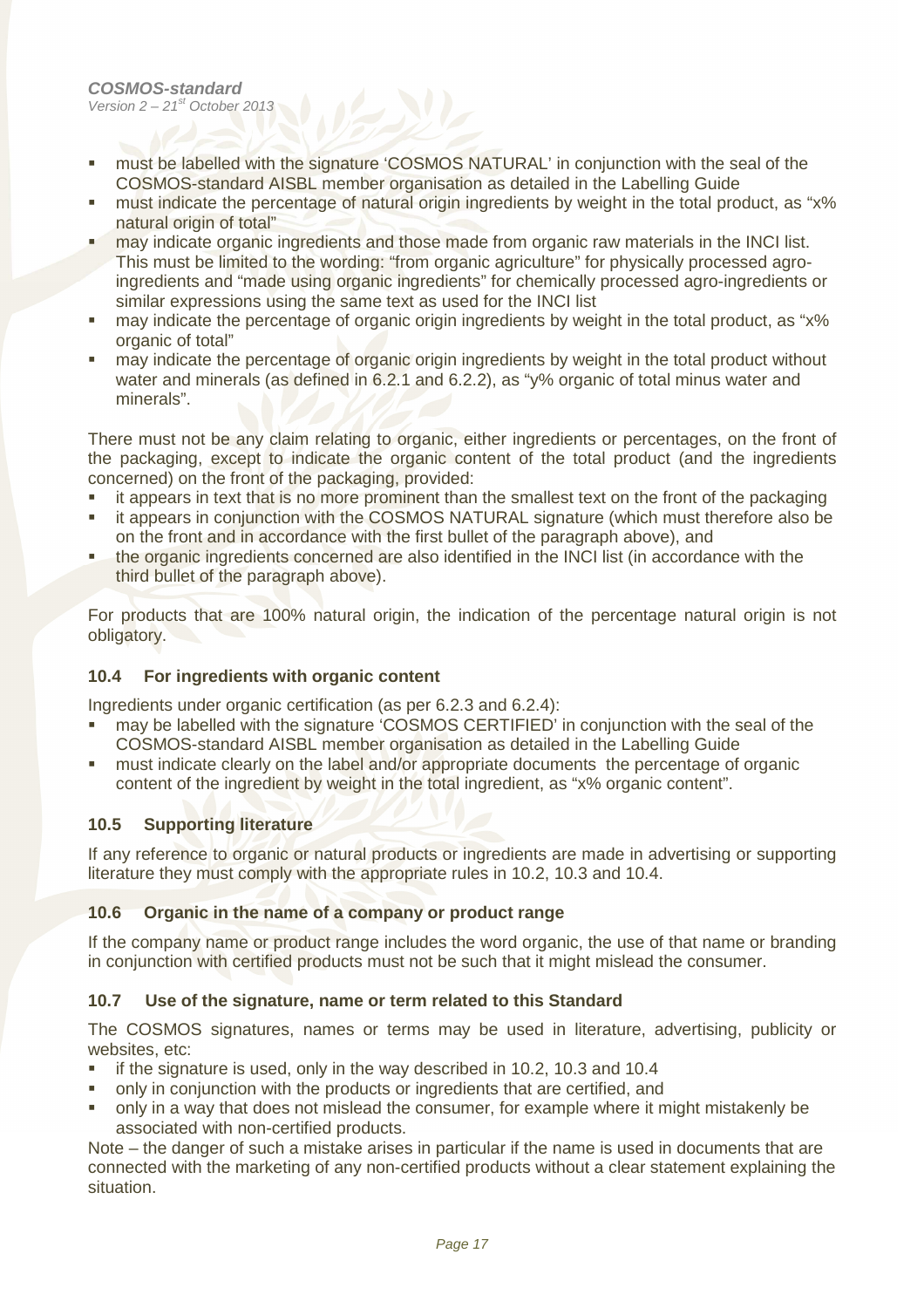- must be labelled with the signature 'COSMOS NATURAL' in conjunction with the seal of the COSMOS-standard AISBL member organisation as detailed in the Labelling Guide
- must indicate the percentage of natural origin ingredients by weight in the total product, as "x% natural origin of total"
- may indicate organic ingredients and those made from organic raw materials in the INCI list. This must be limited to the wording: "from organic agriculture" for physically processed agro-ingredients and "made using organic ingredients" for chemically processed agro-ingredients or similar expressions using the same text as used for the INCI list
- may indicate the percentage of organic origin ingredients by weight in the total product, as "x% organic of total"
- may indicate the percentage of organic origin ingredients by weight in the total product without water and minerals (as defined in 6.2.1 and 6.2.2), as "y% organic of total minus water and minerals".

There must not be any claim relating to organic, either ingredients or percentages, on the front of the packaging, except to indicate the organic content of the total product (and the ingredients concerned) on the front of the packaging, provided:

- it appears in text that is no more prominent than the smallest text on the front of the packaging
- it appears in conjunction with the COSMOS NATURAL signature (which must therefore also be on the front and in accordance with the first bullet of the paragraph above), and
- the organic ingredients concerned are also identified in the INCI list (in accordance with the third bullet of the paragraph above).

For products that are 100% natural origin, the indication of the percentage natural origin is not obligatory.

### 10.4 For ingredients with organic content

Ingredients under organic certification (as per 6.2.3 and 6.2.4):

- may be labelled with the signature 'COSMOS CERTIFIED' in conjunction with the seal of the COSMOS-standard AISBL member organisation as detailed in the Labelling Guide
- must indicate clearly on the label and/or appropriate documents the percentage of organic content of the ingredient by weight in the total ingredient, as "x% organic content".

### 10.5 Supporting literature

If any reference to organic or natural products or ingredients are made in advertising or supporting literature they must comply with the appropriate rules in 10.2, 10.3 and 10.4.

### 10.6 Organic in the name of a company or product range

If the company name or product range includes the word organic, the use of that name or branding in conjunction with certified products must not be such that it might mislead the consumer.

### 10.7 Use of the signature, name or term related to this Standard

The COSMOS signatures, names or terms may be used in literature, advertising, publicity or websites, etc:

- if the signature is used, only in the way described in 10.2, 10.3 and 10.4
- only in conjunction with the products or ingredients that are certified, and
- only in a way that does not mislead the consumer, for example where it might mistakenly be associated with non-certified products.

Note – the danger of such a mistake arises in particular if the name is used in documents that are connected with the marketing of any non-certified products without a clear statement explaining the situation.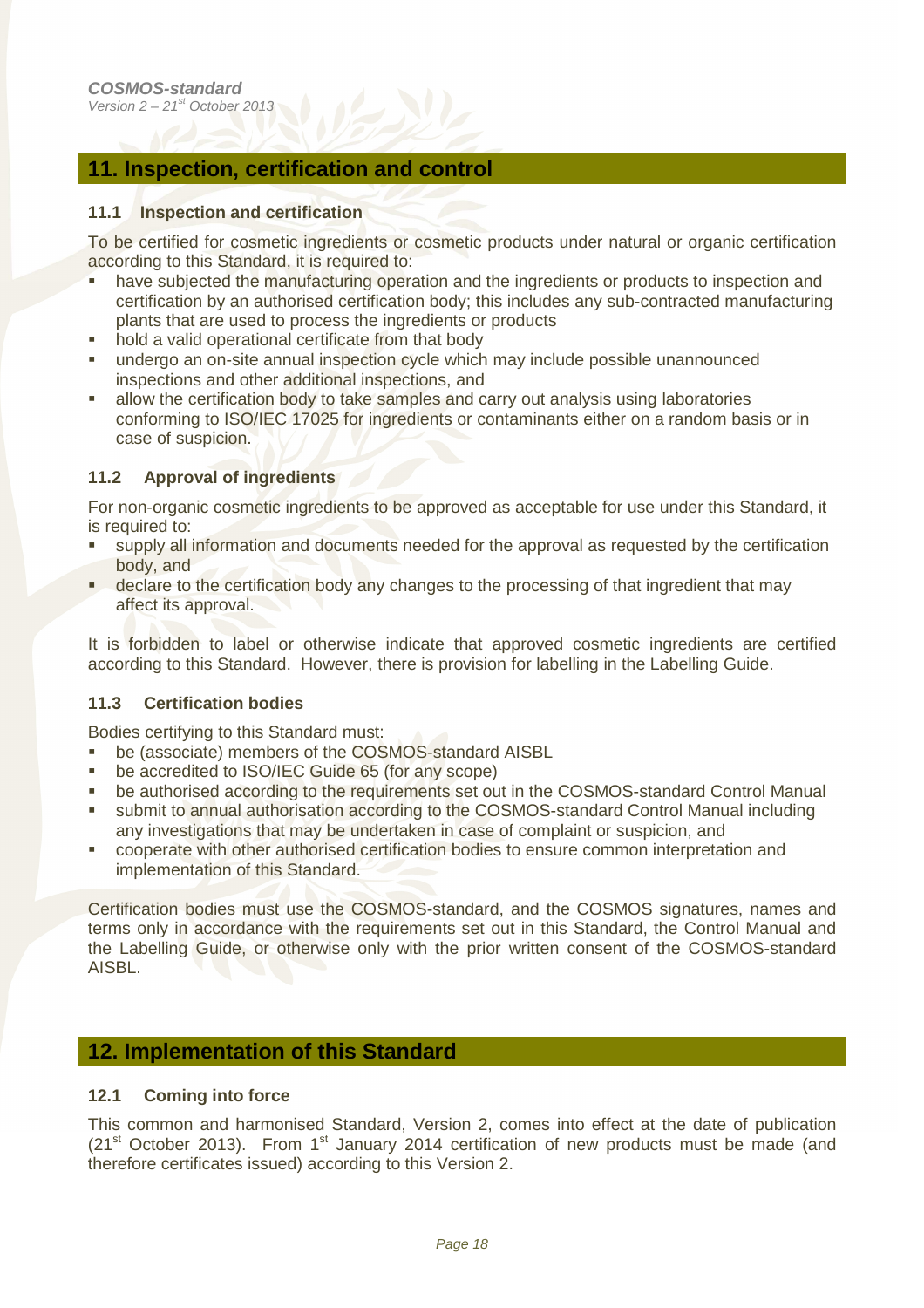## 11. Inspection, certification and control

### 11.1 Inspection and certification

To be certified for cosmetic ingredients or cosmetic products under natural or organic certification according to this Standard, it is required to:

- have subjected the manufacturing operation and the ingredients or products to inspection and certification by an authorised certification body; this includes any sub-contracted manufacturing plants that are used to process the ingredients or products
- hold a valid operational certificate from that body
- undergo an on-site annual inspection cycle which may include possible unannounced inspections and other additional inspections, and
- allow the certification body to take samples and carry out analysis using laboratories conforming to ISO/IEC 17025 for ingredients or contaminants either on a random basis or in case of suspicion.

### 11.2 Approval of ingredients

For non-organic cosmetic ingredients to be approved as acceptable for use under this Standard, it is required to:

- supply all information and documents needed for the approval as requested by the certification body, and
- declare to the certification body any changes to the processing of that ingredient that may affect its approval.

It is forbidden to label or otherwise indicate that approved cosmetic ingredients are certified according to this Standard. However, there is provision for labelling in the Labelling Guide.

### 11.3 Certification bodies

Bodies certifying to this Standard must:

- be (associate) members of the COSMOS-standard AISBL
- be accredited to ISO/IEC Guide 65 (for any scope)
- be authorised according to the requirements set out in the COSMOS-standard Control Manual
- submit to annual authorisation according to the COSMOS-standard Control Manual including any investigations that may be undertaken in case of complaint or suspicion, and
- cooperate with other authorised certification bodies to ensure common interpretation and implementation of this Standard.

Certification bodies must use the COSMOS-standard, and the COSMOS signatures, names and terms only in accordance with the requirements set out in this Standard, the Control Manual and the Labelling Guide, or otherwise only with the prior written consent of the COSMOS-standard AISBL.

## 12. Implementation of this Standard

### 12.1 Coming into force

This common and harmonised Standard, Version 2, comes into effect at the date of publication (21st October 2013). From 1st January 2014 certification of new products must be made (and therefore certificates issued) according to this Version 2.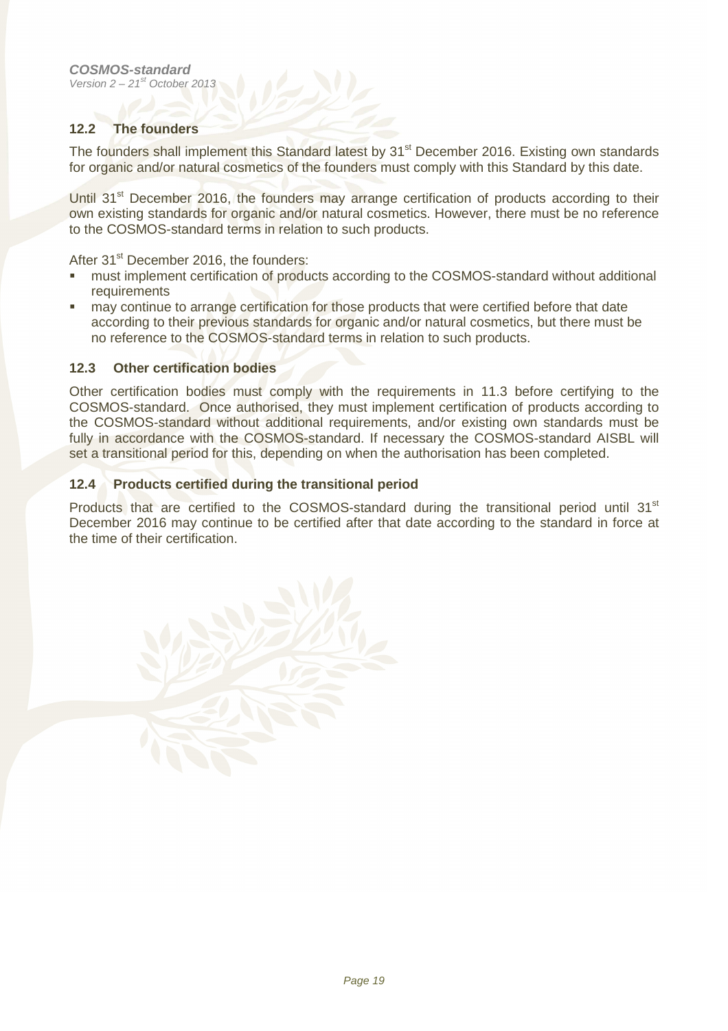### 12.2 The founders

The founders shall implement this Standard latest by 31st December 2016. Existing own standards for organic and/or natural cosmetics of the founders must comply with this Standard by this date.

Until 31st December 2016, the founders may arrange certification of products according to their own existing standards for organic and/or natural cosmetics. However, there must be no reference to the COSMOS-standard terms in relation to such products.

After 31st December 2016, the founders:

- must implement certification of products according to the COSMOS-standard without additional requirements
- may continue to arrange certification for those products that were certified before that date according to their previous standards for organic and/or natural cosmetics, but there must be no reference to the COSMOS-standard terms in relation to such products.

### 12.3 Other certification bodies

Other certification bodies must comply with the requirements in 11.3 before certifying to the COSMOS-standard. Once authorised, they must implement certification of products according to the COSMOS-standard without additional requirements, and/or existing own standards must be fully in accordance with the COSMOS-standard. If necessary the COSMOS-standard AISBL will set a transitional period for this, depending on when the authorisation has been completed.

### 12.4 Products certified during the transitional period

Products that are certified to the COSMOS-standard during the transitional period until 31st December 2016 may continue to be certified after that date according to the standard in force at the time of their certification.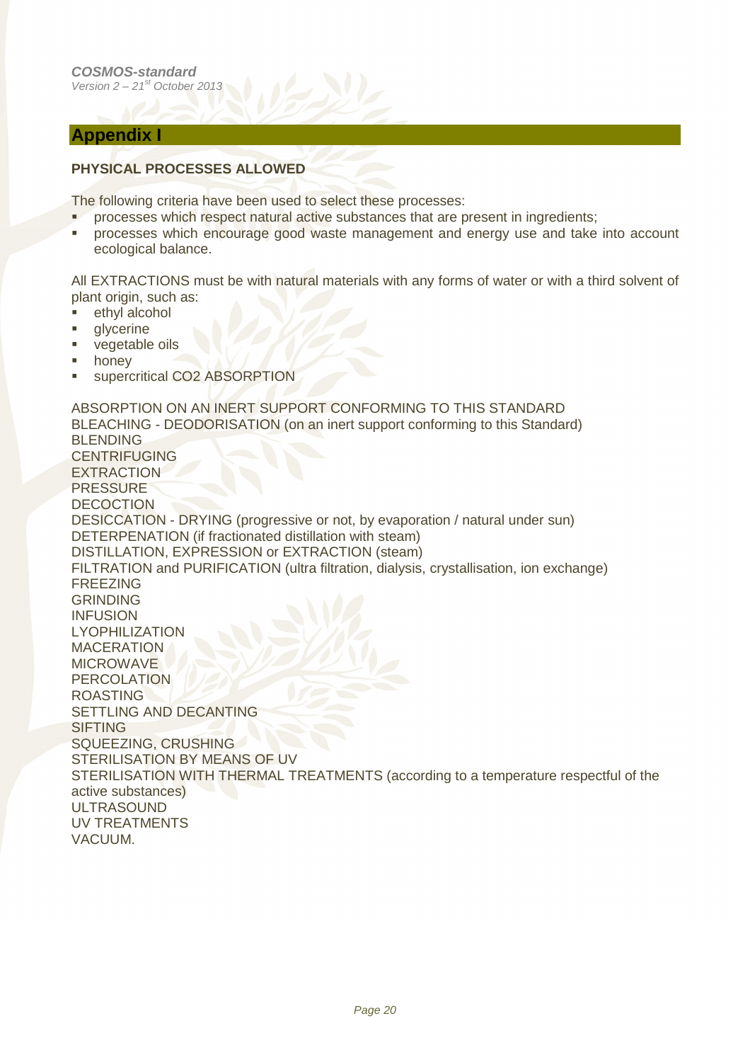## Appendix I

**PHYSICAL PROCESSES ALLOWED**

The following criteria have been used to select these processes:

- processes which respect natural active substances that are present in ingredients;
- processes which encourage good waste management and energy use and take into account ecological balance.

All EXTRACTIONS must be with natural materials with any forms of water or with a third solvent of plant origin, such as:

- ethyl alcohol
- glycerine
- vegetable oils
- honey
- supercritical $CO_2$ ABSORPTION

ABSORPTION ON AN INERT SUPPORT CONFORMING TO THIS STANDARD
BLEACHING - DEODORISATION (on an inert support conforming to this Standard)
BLENDING
CENTRIFUGING
EXTRACTION
PRESSURE
DECOCTION
DESICCATION - DRYING (progressive or not, by evaporation / natural under sun)
DETERPENATION (if fractionated distillation with steam)
DISTILLATION, EXPRESSION or EXTRACTION (steam)
FILTRATION and PURIFICATION (ultra filtration, dialysis, crystallisation, ion exchange)
FREEZING
GRINDING
INFUSION
LYOPHILIZATION
MACERATION
MICROWAVE
PERCOLATION
ROASTING
SETTLING AND DECANTING
SIFTING
SQUEEZING, CRUSHING
STERILISATION BY MEANS OF UV
STERILISATION WITH THERMAL TREATMENTS (according to a temperature respectful of the active substances)
ULTRASOUND
UV TREATMENTS
VACUUM.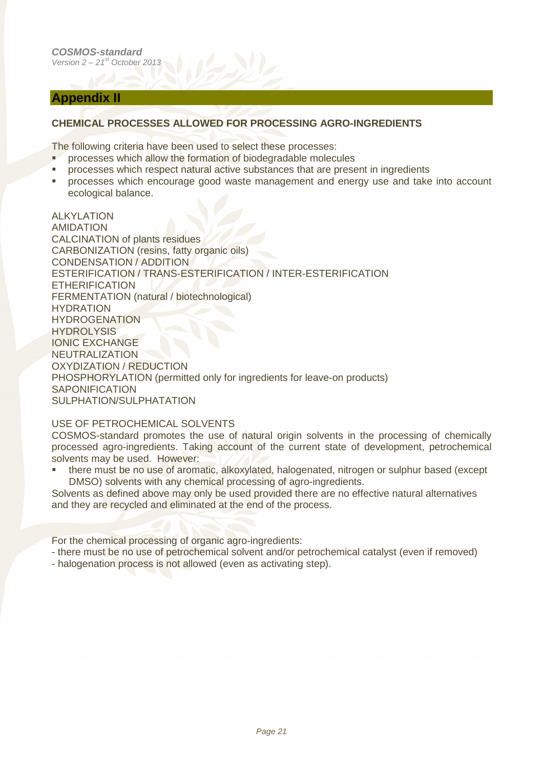## Appendix II

**CHEMICAL PROCESSES ALLOWED FOR PROCESSING AGRO-INGREDIENTS**

The following criteria have been used to select these processes:

- processes which allow the formation of biodegradable molecules
- processes which respect natural active substances that are present in ingredients
- processes which encourage good waste management and energy use and take into account ecological balance.

ALKYLATION
AMIDATION
CALCINATION of plants residues
CARBONIZATION (resins, fatty organic oils)
CONDENSATION / ADDITION
ESTERIFICATION / TRANS-ESTERIFICATION / INTER-ESTERIFICATION
ETHERIFICATION
FERMENTATION (natural / biotechnological)
HYDRATION
HYDROGENATION
HYDROLYSIS
IONIC EXCHANGE
NEUTRALIZATION
OXYDIZATION / REDUCTION
PHOSPHORYLATION (permitted only for ingredients for leave-on products)
SAPONIFICATION
SULPHATION/SULPHATATION

USE OF PETROCHEMICAL SOLVENTS

COSMOS-standard promotes the use of natural origin solvents in the processing of chemically processed agro-ingredients. Taking account of the current state of development, petrochemical solvents may be used. However:

- there must be no use of aromatic, alkoxylated, halogenated, nitrogen or sulphur based (except DMSO) solvents with any chemical processing of agro-ingredients.

Solvents as defined above may only be used provided there are no effective natural alternatives and they are recycled and eliminated at the end of the process.

For the chemical processing of organic agro-ingredients:

- there must be no use of petrochemical solvent and/or petrochemical catalyst (even if removed)
- halogenation process is not allowed (even as activating step).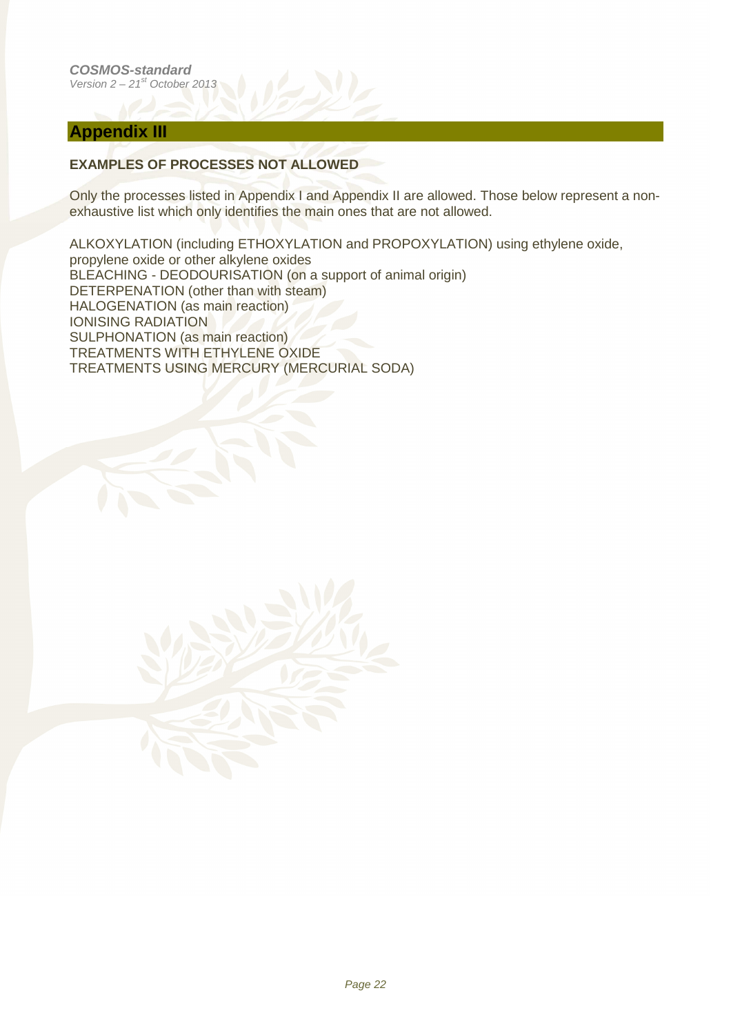## Appendix III

**EXAMPLES OF PROCESSES NOT ALLOWED**

Only the processes listed in Appendix I and Appendix II are allowed. Those below represent a non-exhaustive list which only identifies the main ones that are not allowed.

ALKOXYLATION (including ETHOXYLATION and PROPOXYLATION) using ethylene oxide, propylene oxide or other alkylene oxides
BLEACHING - DEODOURISATION (on a support of animal origin)
DETERPENATION (other than with steam)
HALOGENATION (as main reaction)
IONISING RADIATION
SULPHONATION (as main reaction)
TREATMENTS WITH ETHYLENE OXIDE
TREATMENTS USING MERCURY (MERCURIAL SODA)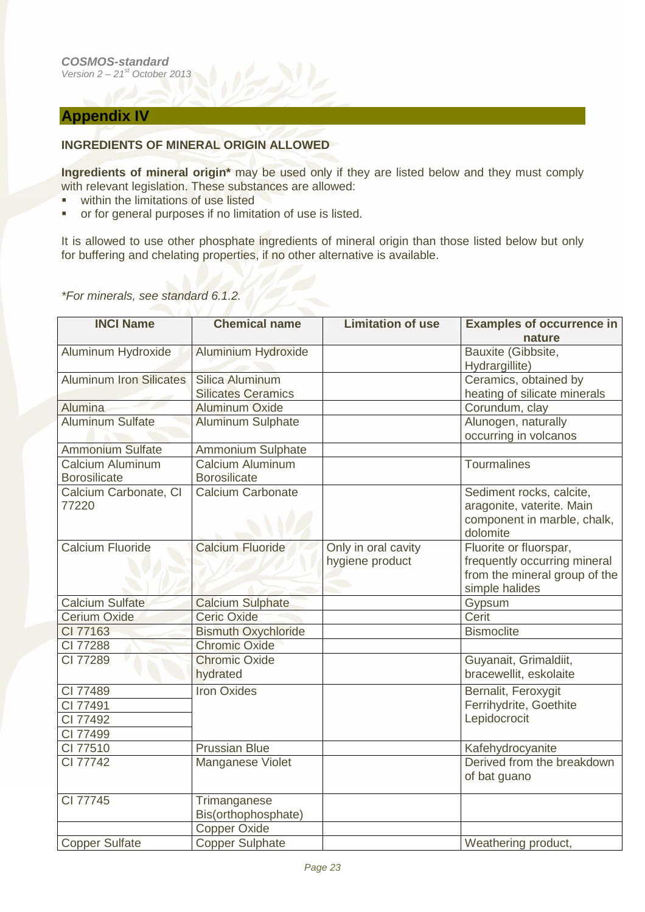## Appendix IV

### INGREDIENTS OF MINERAL ORIGIN ALLOWED

**Ingredients of mineral origin*** may be used only if they are listed below and they must comply with relevant legislation. These substances are allowed:

- within the limitations of use listed
- or for general purposes if no limitation of use is listed.

It is allowed to use other phosphate ingredients of mineral origin than those listed below but only for buffering and chelating properties, if no other alternative is available.

*\*For minerals, see standard 6.1.2.*

| INCI Name | Chemical name | Limitation of use | Examples of occurrence in nature |
|---|---|---|---|
| Aluminum Hydroxide | Aluminium Hydroxide | | Bauxite (Gibbsite, Hydrargillite) |
| Aluminum Iron Silicates | Silica Aluminum Silicates Ceramics | | Ceramics, obtained by heating of silicate minerals |
| Alumina | Aluminum Oxide | | Corundum, clay |
| Aluminum Sulfate | Aluminum Sulphate | | Alunogen, naturally occurring in volcanos |
| Ammonium Sulfate | Ammonium Sulphate | | |
| Calcium Aluminum Borosilicate | Calcium Aluminum Borosilicate | | Tourmalines |
| Calcium Carbonate, CI 77220 | Calcium Carbonate | | Sediment rocks, calcite, aragonite, vaterite. Main component in marble, chalk, dolomite |
| Calcium Fluoride | Calcium Fluoride | Only in oral cavity hygiene product | Fluorite or fluorspar, frequently occurring mineral from the mineral group of the simple halides |
| Calcium Sulfate | Calcium Sulphate | | Gypsum |
| Cerium Oxide | Ceric Oxide | | Cerit |
| CI 77163 | Bismuth Oxychloride | | Bismoclite |
| CI 77288 | Chromic Oxide | | |
| CI 77289 | Chromic Oxide hydrated | | Guyanait, Grimaldiit, bracewellit, eskolaite |
| CI 77489 | Iron Oxides | | Bernalit, Feroxygit Ferrihydrite, Goethite Lepidocrocit |
| CI 77491 | | | |
| CI 77492 | | | |
| CI 77499 | | | |
| CI 77510 | Prussian Blue | | Kafehydrocyanite |
| CI 77742 | Manganese Violet | | Derived from the breakdown of bat guano |
| CI 77745 | Trimanganese Bis(orthophosphate) | | |
| | Copper Oxide | | |
| Copper Sulfate | Copper Sulphate | | Weathering product, |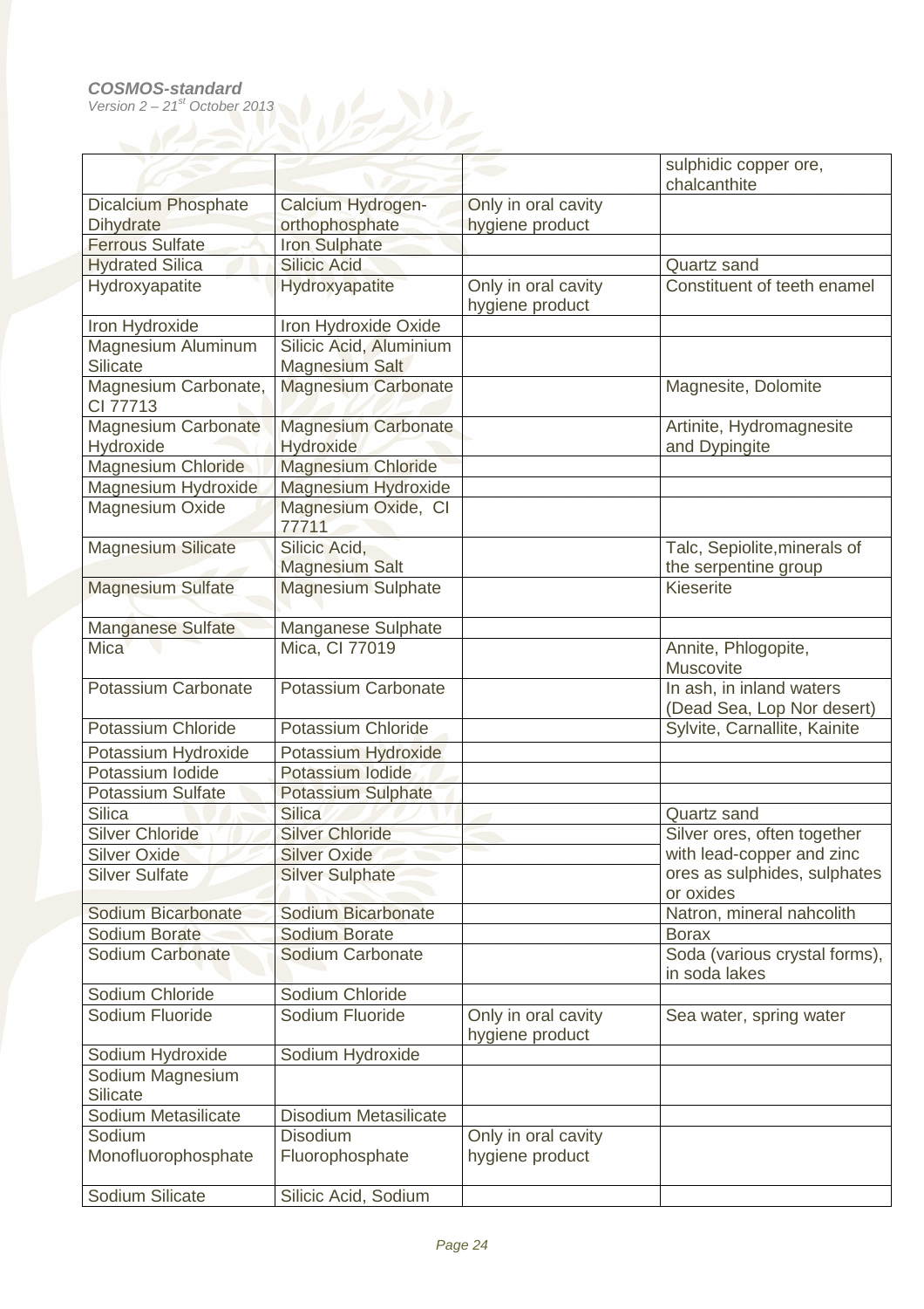| | | | |
|---|---|---|---|
| | | | sulphidic copper ore, chalcanthite |
| Dicalcium Phosphate Dihydrate | Calcium Hydrogen-orthophosphate | Only in oral cavity hygiene product | |
| Ferrous Sulfate | Iron Sulphate | | |
| Hydrated Silica | Silicic Acid | | Quartz sand |
| Hydroxyapatite | Hydroxyapatite | Only in oral cavity hygiene product | Constituent of teeth enamel |
| Iron Hydroxide | Iron Hydroxide Oxide | | |
| Magnesium Aluminum Silicate | Silicic Acid, Aluminium Magnesium Salt | | |
| Magnesium Carbonate, CI 77713 | Magnesium Carbonate | | Magnesite, Dolomite |
| Magnesium Carbonate Hydroxide | Magnesium Carbonate Hydroxide | | Artinite, Hydromagnesite and Dypingite |
| Magnesium Chloride | Magnesium Chloride | | |
| Magnesium Hydroxide | Magnesium Hydroxide | | |
| Magnesium Oxide | Magnesium Oxide, CI 77711 | | |
| Magnesium Silicate | Silicic Acid, Magnesium Salt | | Talc, Sepiolite,minerals of the serpentine group |
| Magnesium Sulfate | Magnesium Sulphate | | Kieserite |
| Manganese Sulfate | Manganese Sulphate | | |
| Mica | Mica, CI 77019 | | Annite, Phlogopite, Muscovite |
| Potassium Carbonate | Potassium Carbonate | | In ash, in inland waters (Dead Sea, Lop Nor desert) |
| Potassium Chloride | Potassium Chloride | | Sylvite, Carnallite, Kainite |
| Potassium Hydroxide | Potassium Hydroxide | | |
| Potassium Iodide | Potassium Iodide | | |
| Potassium Sulfate | Potassium Sulphate | | |
| Silica | Silica | | Quartz sand |
| Silver Chloride | Silver Chloride | | Silver ores, often together with lead-copper and zinc ores as sulphides, sulphates or oxides |
| Silver Oxide | Silver Oxide | | |
| Silver Sulfate | Silver Sulphate | | |
| Sodium Bicarbonate | Sodium Bicarbonate | | Natron, mineral nahcolith |
| Sodium Borate | Sodium Borate | | Borax |
| Sodium Carbonate | Sodium Carbonate | | Soda (various crystal forms), in soda lakes |
| Sodium Chloride | Sodium Chloride | | |
| Sodium Fluoride | Sodium Fluoride | Only in oral cavity hygiene product | Sea water, spring water |
| Sodium Hydroxide | Sodium Hydroxide | | |
| Sodium Magnesium Silicate | | | |
| Sodium Metasilicate | Disodium Metasilicate | | |
| Sodium Monofluorophosphate | Disodium Fluorophosphate | Only in oral cavity hygiene product | |
| Sodium Silicate | Silicic Acid, Sodium | | |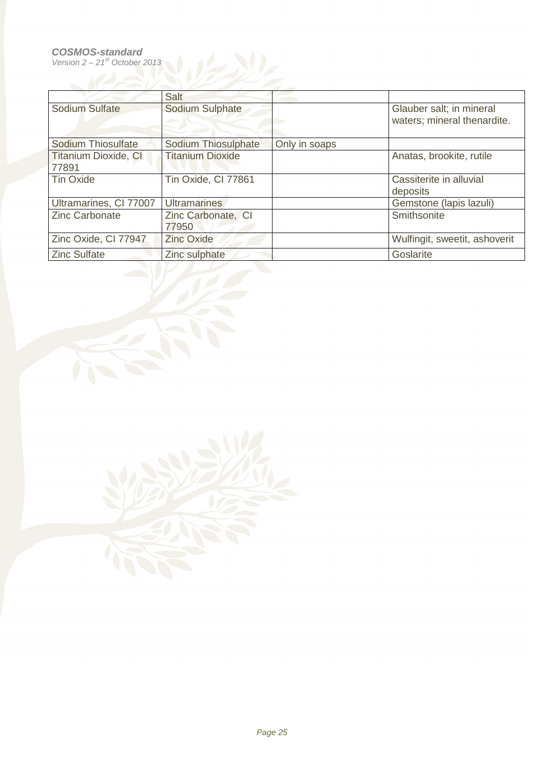|  | Salt |  |  |
|---|---|---|---|
| Sodium Sulfate | Sodium Sulphate |  | Glauber salt; in mineral waters; mineral thenardite. |
| Sodium Thiosulfate | Sodium Thiosulphate | Only in soaps |  |
| Titanium Dioxide, CI 77891 | Titanium Dioxide |  | Anatas, brookite, rutile |
| Tin Oxide | Tin Oxide, CI 77861 |  | Cassiterite in alluvial deposits |
| Ultramarines, CI 77007 | Ultramarines |  | Gemstone (lapis lazuli) |
| Zinc Carbonate | Zinc Carbonate, CI 77950 |  | Smithsonite |
| Zinc Oxide, CI 77947 | Zinc Oxide |  | Wulfingit, sweetit, ashoverit |
| Zinc Sulfate | Zinc sulphate |  | Goslarite |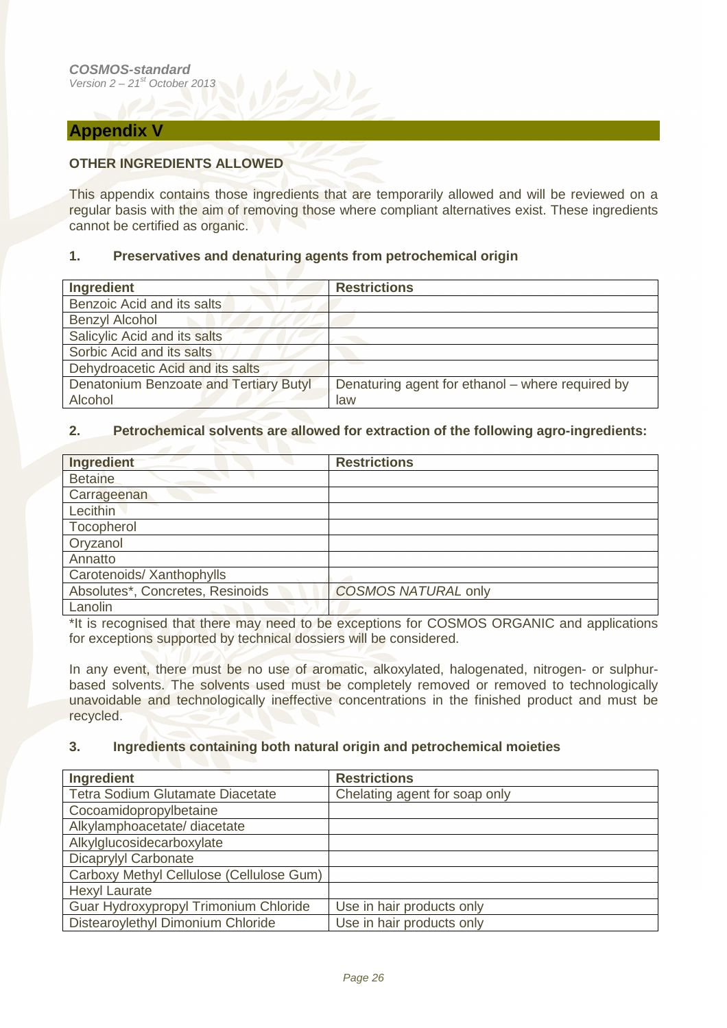## Appendix V

### OTHER INGREDIENTS ALLOWED

This appendix contains those ingredients that are temporarily allowed and will be reviewed on a regular basis with the aim of removing those where compliant alternatives exist. These ingredients cannot be certified as organic.

### 1. Preservatives and denaturing agents from petrochemical origin

| Ingredient | Restrictions |
|---|---|
| Benzoic Acid and its salts | |
| Benzyl Alcohol | |
| Salicylic Acid and its salts | |
| Sorbic Acid and its salts | |
| Dehydroacetic Acid and its salts | |
| Denatonium Benzoate and Tertiary Butyl Alcohol | Denaturing agent for ethanol – where required by law |

### 2. Petrochemical solvents are allowed for extraction of the following agro-ingredients:

| Ingredient | Restrictions |
|---|---|
| Betaine | |
| Carrageenan | |
| Lecithin | |
| Tocopherol | |
| Oryzanol | |
| Annatto | |
| Carotenoids/ Xanthophylls | |
| Absolutes*, Concretes, Resinoids | *COSMOS NATURAL* only |
| Lanolin | |

*It is recognised that there may need to be exceptions for COSMOS ORGANIC and applications for exceptions supported by technical dossiers will be considered.

In any event, there must be no use of aromatic, alkoxylated, halogenated, nitrogen- or sulphur-based solvents. The solvents used must be completely removed or removed to technologically unavoidable and technologically ineffective concentrations in the finished product and must be recycled.

### 3. Ingredients containing both natural origin and petrochemical moieties

| Ingredient | Restrictions |
|---|---|
| Tetra Sodium Glutamate Diacetate | Chelating agent for soap only |
| Cocoamidopropylbetaine | |
| Alkylamphoacetate/ diacetate | |
| Alkylglucosidecarboxylate | |
| Dicaprylyl Carbonate | |
| Carboxy Methyl Cellulose (Cellulose Gum) | |
| Hexyl Laurate | |
| Guar Hydroxypropyl Trimonium Chloride | Use in hair products only |
| Distearoylethyl Dimonium Chloride | Use in hair products only |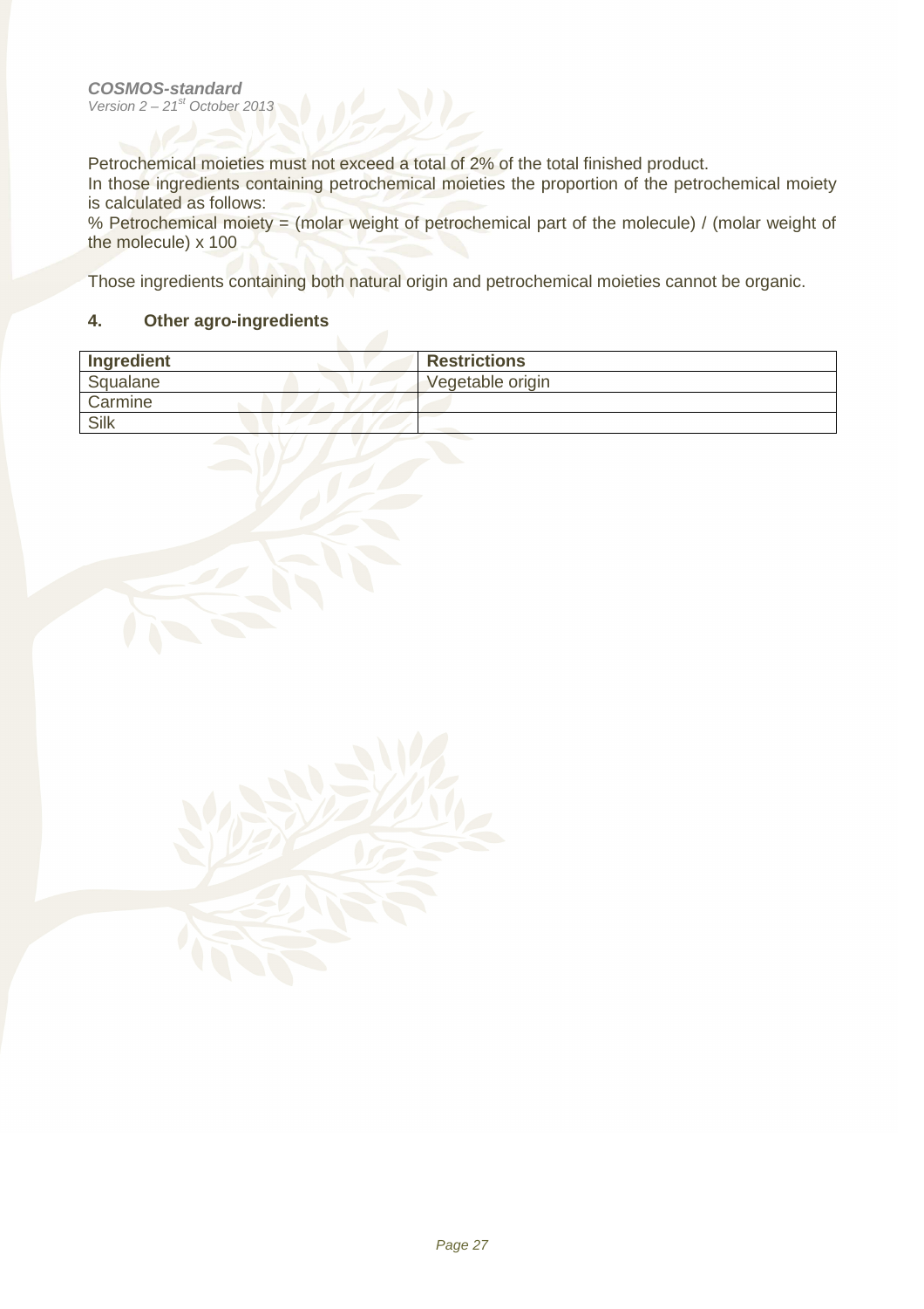Petrochemical moieties must not exceed a total of 2% of the total finished product.
In those ingredients containing petrochemical moieties the proportion of the petrochemical moiety is calculated as follows:
% Petrochemical moiety = (molar weight of petrochemical part of the molecule) / (molar weight of the molecule) x 100

Those ingredients containing both natural origin and petrochemical moieties cannot be organic.

### 4. Other agro-ingredients

| Ingredient | Restrictions |
|---|---|
| Squalane | Vegetable origin |
| Carmine | |
| Silk | |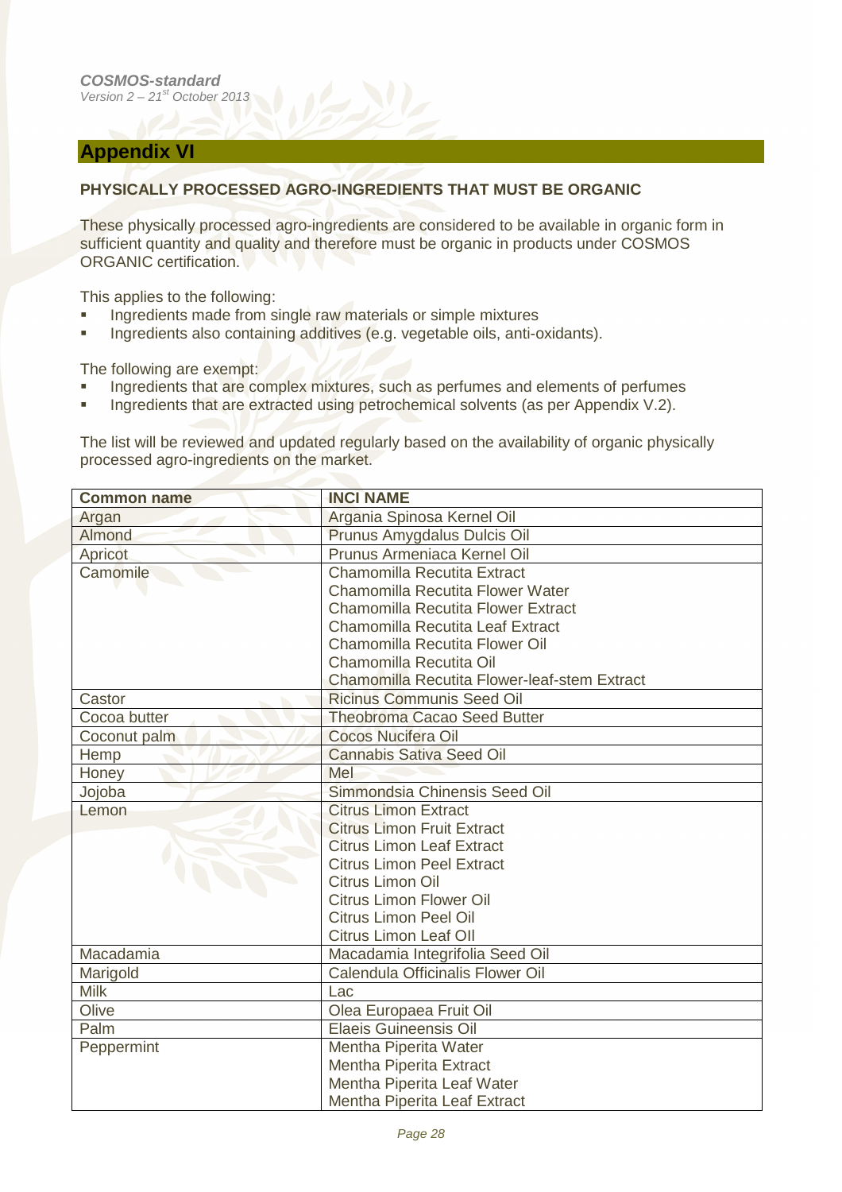## Appendix VI

**PHYSICALLY PROCESSED AGRO-INGREDIENTS THAT MUST BE ORGANIC**

These physically processed agro-ingredients are considered to be available in organic form in sufficient quantity and quality and therefore must be organic in products under COSMOS ORGANIC certification.

This applies to the following:

- Ingredients made from single raw materials or simple mixtures
- Ingredients also containing additives (e.g. vegetable oils, anti-oxidants).

The following are exempt:

- Ingredients that are complex mixtures, such as perfumes and elements of perfumes
- Ingredients that are extracted using petrochemical solvents (as per Appendix V.2).

The list will be reviewed and updated regularly based on the availability of organic physically processed agro-ingredients on the market.

| Common name | INCI NAME |
|---|---|
| Argan | Argania Spinosa Kernel Oil |
| Almond | Prunus Amygdalus Dulcis Oil |
| Apricot | Prunus Armeniaca Kernel Oil |
| Camomile | Chamomilla Recutita Extract<br>Chamomilla Recutita Flower Water<br>Chamomilla Recutita Flower Extract<br>Chamomilla Recutita Leaf Extract<br>Chamomilla Recutita Flower Oil<br>Chamomilla Recutita Oil<br>Chamomilla Recutita Flower-leaf-stem Extract |
| Castor | Ricinus Communis Seed Oil |
| Cocoa butter | Theobroma Cacao Seed Butter |
| Coconut palm | Cocos Nucifera Oil |
| Hemp | Cannabis Sativa Seed Oil |
| Honey | Mel |
| Jojoba | Simmondsia Chinensis Seed Oil |
| Lemon | Citrus Limon Extract<br>Citrus Limon Fruit Extract<br>Citrus Limon Leaf Extract<br>Citrus Limon Peel Extract<br>Citrus Limon Oil<br>Citrus Limon Flower Oil<br>Citrus Limon Peel Oil<br>Citrus Limon Leaf OIl |
| Macadamia | Macadamia Integrifolia Seed Oil |
| Marigold | Calendula Officinalis Flower Oil |
| Milk | Lac |
| Olive | Olea Europaea Fruit Oil |
| Palm | Elaeis Guineensis Oil |
| Peppermint | Mentha Piperita Water<br>Mentha Piperita Extract<br>Mentha Piperita Leaf Water<br>Mentha Piperita Leaf Extract |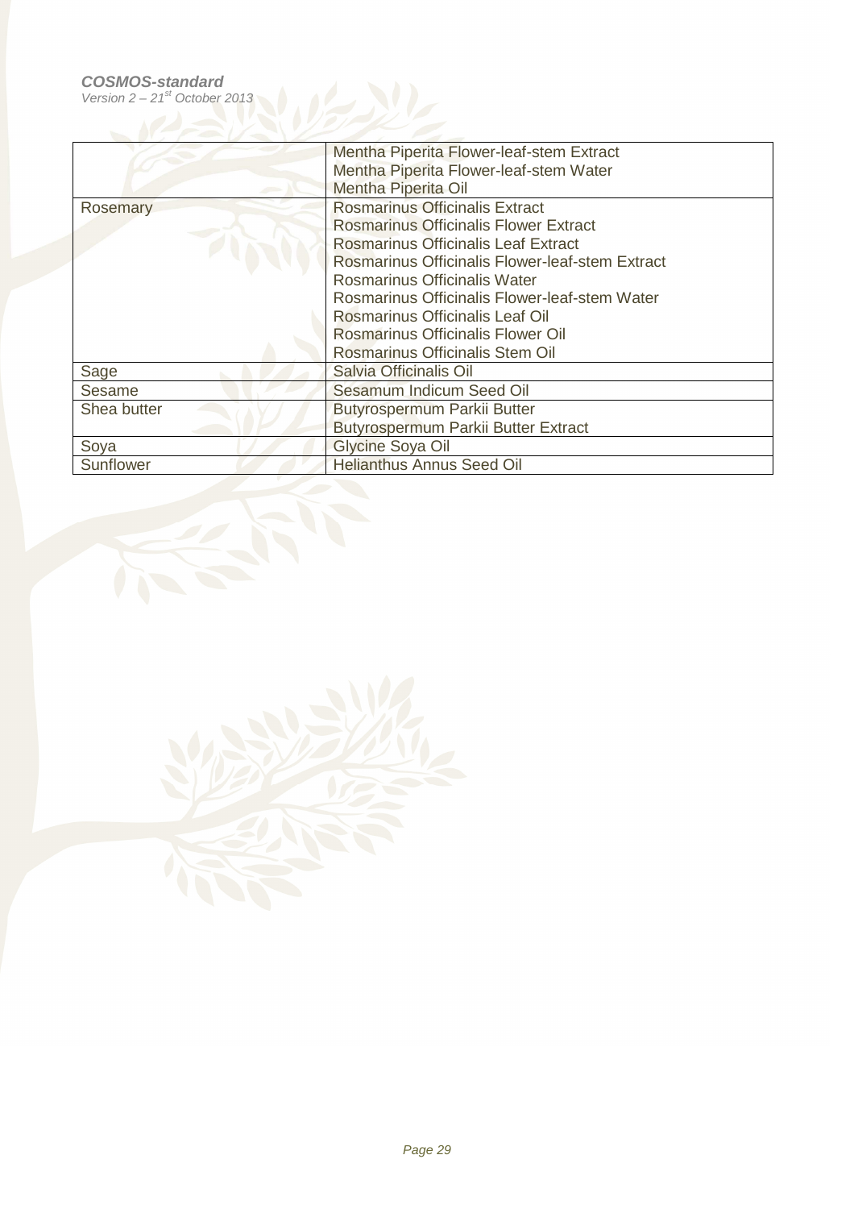| | |
|---|---|
| | Mentha Piperita Flower-leaf-stem Extract<br>Mentha Piperita Flower-leaf-stem Water<br>Mentha Piperita Oil |
| Rosemary | Rosmarinus Officinalis Extract<br>Rosmarinus Officinalis Flower Extract<br>Rosmarinus Officinalis Leaf Extract<br>Rosmarinus Officinalis Flower-leaf-stem Extract<br>Rosmarinus Officinalis Water<br>Rosmarinus Officinalis Flower-leaf-stem Water<br>Rosmarinus Officinalis Leaf Oil<br>Rosmarinus Officinalis Flower Oil<br>Rosmarinus Officinalis Stem Oil |
| Sage | Salvia Officinalis Oil |
| Sesame | Sesamum Indicum Seed Oil |
| Shea butter | Butyrospermum Parkii Butter<br>Butyrospermum Parkii Butter Extract |
| Soya | Glycine Soya Oil |
| Sunflower | Helianthus Annus Seed Oil |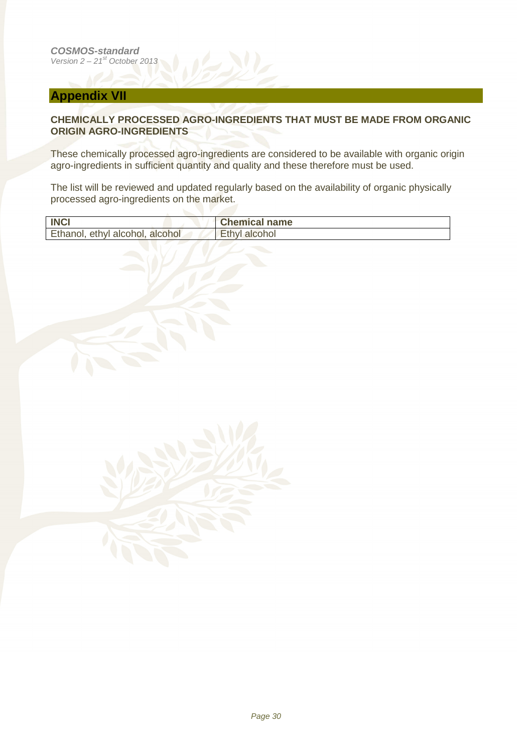## Appendix VII

**CHEMICALLY PROCESSED AGRO-INGREDIENTS THAT MUST BE MADE FROM ORGANIC ORIGIN AGRO-INGREDIENTS**

These chemically processed agro-ingredients are considered to be available with organic origin agro-ingredients in sufficient quantity and quality and these therefore must be used.

The list will be reviewed and updated regularly based on the availability of organic physically processed agro-ingredients on the market.

| INCI | Chemical name |
|---|---|
| Ethanol, ethyl alcohol, alcohol | Ethyl alcohol |